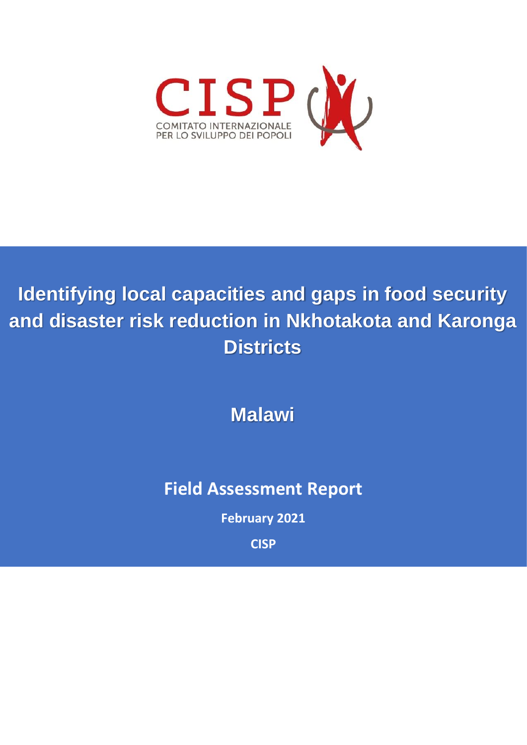CISP

COMITATO INTERNAZIONALE PER LO SVILUPPO DEI POPOLI

# Identifying local capacities and gaps in food security and disaster risk reduction in Nkhotakota and Karonga Districts

## Malawi

## Field Assessment Report

**February 2021**

**CISP**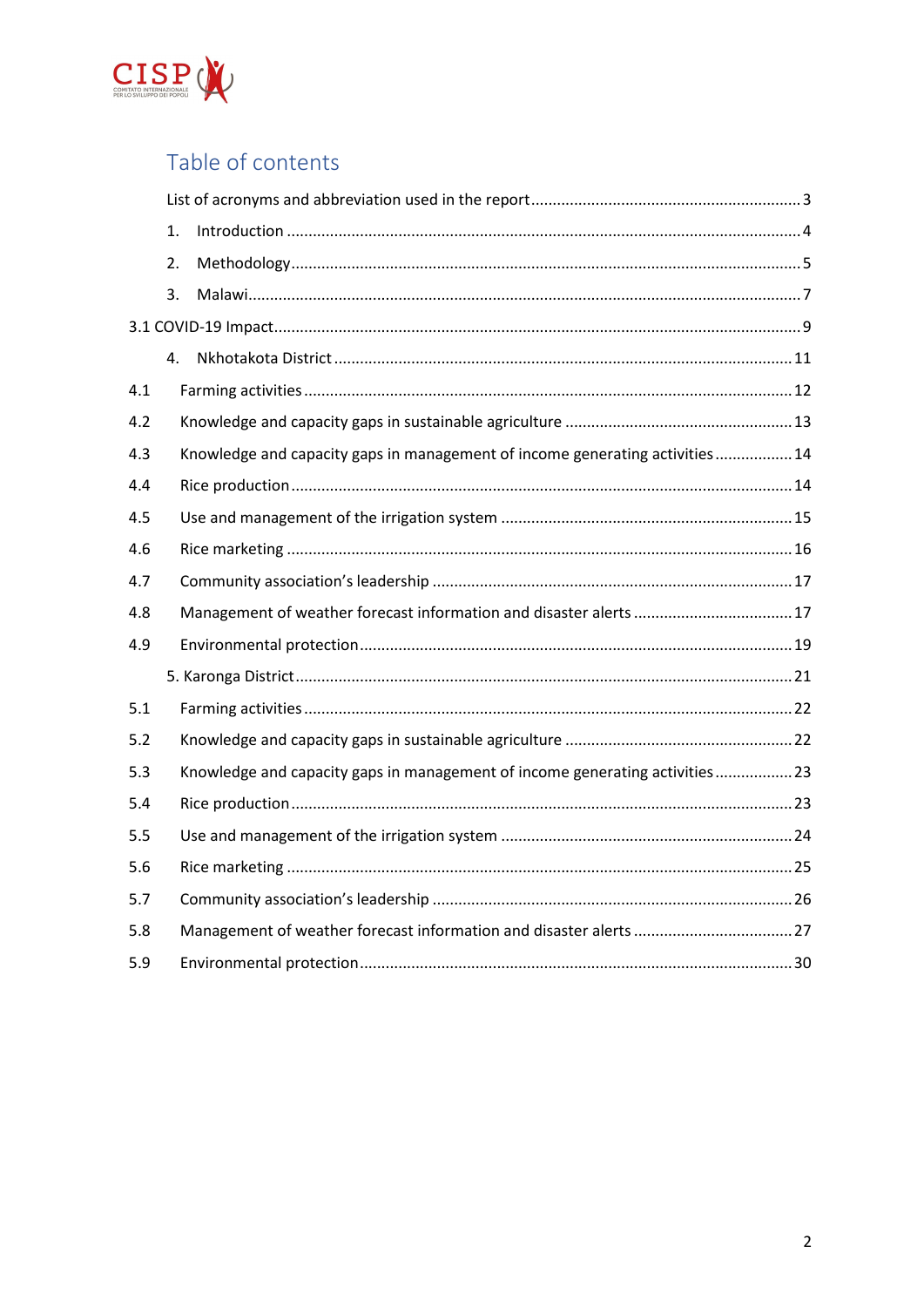# Table of contents

List of acronyms and abbreviation used in the report ..... 3

1. Introduction ..... 4
2. Methodology ..... 5
3. Malawi ..... 7

3.1 COVID-19 Impact ..... 9

4. Nkhotakota District ..... 11

4.1 Farming activities ..... 12

4.2 Knowledge and capacity gaps in sustainable agriculture ..... 13

4.3 Knowledge and capacity gaps in management of income generating activities ..... 14

4.4 Rice production ..... 14

4.5 Use and management of the irrigation system ..... 15

4.6 Rice marketing ..... 16

4.7 Community association's leadership ..... 17

4.8 Management of weather forecast information and disaster alerts ..... 17

4.9 Environmental protection ..... 19

5. Karonga District ..... 21

5.1 Farming activities ..... 22

5.2 Knowledge and capacity gaps in sustainable agriculture ..... 22

5.3 Knowledge and capacity gaps in management of income generating activities ..... 23

5.4 Rice production ..... 23

5.5 Use and management of the irrigation system ..... 24

5.6 Rice marketing ..... 25

5.7 Community association's leadership ..... 26

5.8 Management of weather forecast information and disaster alerts ..... 27

5.9 Environmental protection ..... 30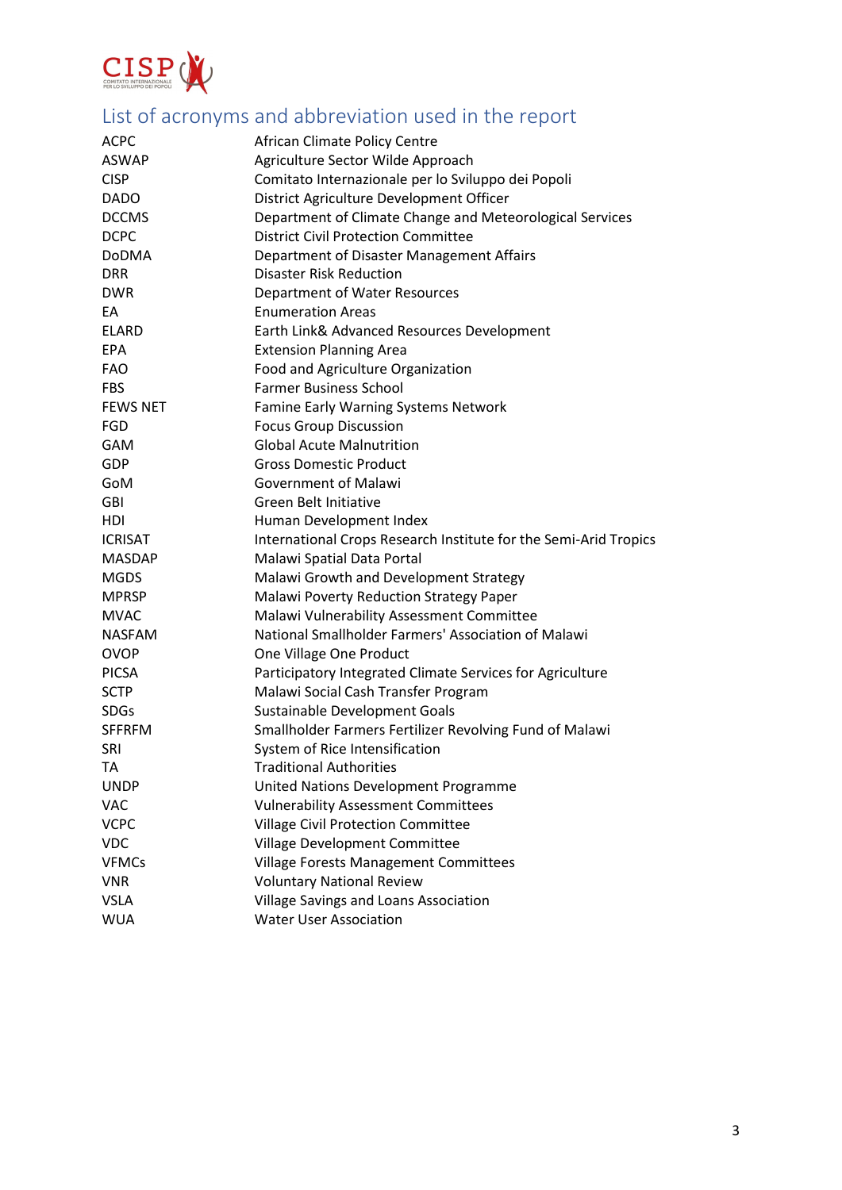## List of acronyms and abbreviation used in the report

| | |
|---|---|
| ACPC | African Climate Policy Centre |
| ASWAP | Agriculture Sector Wilde Approach |
| CISP | Comitato Internazionale per lo Sviluppo dei Popoli |
| DADO | District Agriculture Development Officer |
| DCCMS | Department of Climate Change and Meteorological Services |
| DCPC | District Civil Protection Committee |
| DoDMA | Department of Disaster Management Affairs |
| DRR | Disaster Risk Reduction |
| DWR | Department of Water Resources |
| EA | Enumeration Areas |
| ELARD | Earth Link& Advanced Resources Development |
| EPA | Extension Planning Area |
| FAO | Food and Agriculture Organization |
| FBS | Farmer Business School |
| FEWS NET | Famine Early Warning Systems Network |
| FGD | Focus Group Discussion |
| GAM | Global Acute Malnutrition |
| GDP | Gross Domestic Product |
| GoM | Government of Malawi |
| GBI | Green Belt Initiative |
| HDI | Human Development Index |
| ICRISAT | International Crops Research Institute for the Semi-Arid Tropics |
| MASDAP | Malawi Spatial Data Portal |
| MGDS | Malawi Growth and Development Strategy |
| MPRSP | Malawi Poverty Reduction Strategy Paper |
| MVAC | Malawi Vulnerability Assessment Committee |
| NASFAM | National Smallholder Farmers' Association of Malawi |
| OVOP | One Village One Product |
| PICSA | Participatory Integrated Climate Services for Agriculture |
| SCTP | Malawi Social Cash Transfer Program |
| SDGs | Sustainable Development Goals |
| SFFRFM | Smallholder Farmers Fertilizer Revolving Fund of Malawi |
| SRI | System of Rice Intensification |
| TA | Traditional Authorities |
| UNDP | United Nations Development Programme |
| VAC | Vulnerability Assessment Committees |
| VCPC | Village Civil Protection Committee |
| VDC | Village Development Committee |
| VFMCs | Village Forests Management Committees |
| VNR | Voluntary National Review |
| VSLA | Village Savings and Loans Association |
| WUA | Water User Association |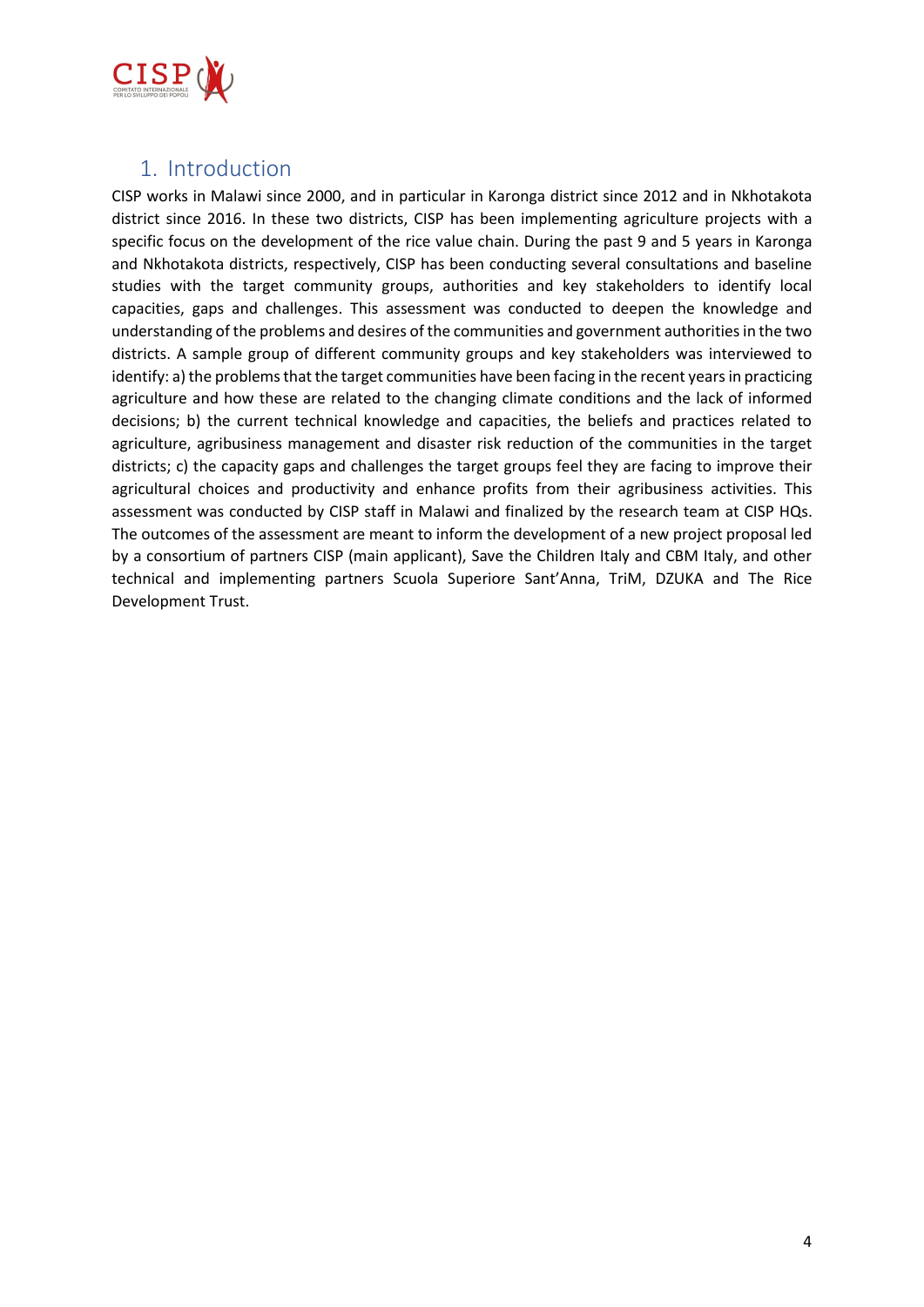# 1. Introduction

CISP works in Malawi since 2000, and in particular in Karonga district since 2012 and in Nkhotakota district since 2016. In these two districts, CISP has been implementing agriculture projects with a specific focus on the development of the rice value chain. During the past 9 and 5 years in Karonga and Nkhotakota districts, respectively, CISP has been conducting several consultations and baseline studies with the target community groups, authorities and key stakeholders to identify local capacities, gaps and challenges. This assessment was conducted to deepen the knowledge and understanding of the problems and desires of the communities and government authorities in the two districts. A sample group of different community groups and key stakeholders was interviewed to identify: a) the problems that the target communities have been facing in the recent years in practicing agriculture and how these are related to the changing climate conditions and the lack of informed decisions; b) the current technical knowledge and capacities, the beliefs and practices related to agriculture, agribusiness management and disaster risk reduction of the communities in the target districts; c) the capacity gaps and challenges the target groups feel they are facing to improve their agricultural choices and productivity and enhance profits from their agribusiness activities. This assessment was conducted by CISP staff in Malawi and finalized by the research team at CISP HQs. The outcomes of the assessment are meant to inform the development of a new project proposal led by a consortium of partners CISP (main applicant), Save the Children Italy and CBM Italy, and other technical and implementing partners Scuola Superiore Sant'Anna, TriM, DZUKA and The Rice Development Trust.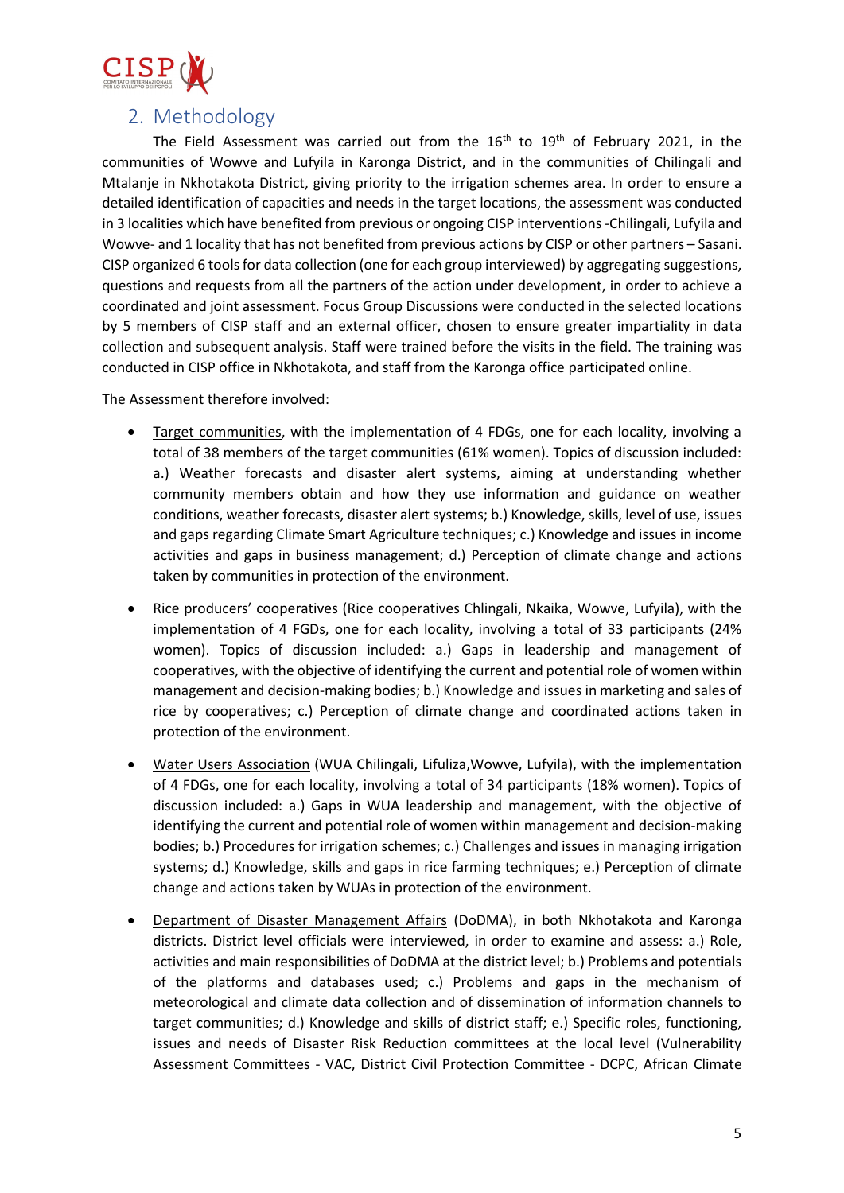## 2. Methodology

The Field Assessment was carried out from the 16th to 19th of February 2021, in the communities of Wowve and Lufyila in Karonga District, and in the communities of Chilingali and Mtalanje in Nkhotakota District, giving priority to the irrigation schemes area. In order to ensure a detailed identification of capacities and needs in the target locations, the assessment was conducted in 3 localities which have benefited from previous or ongoing CISP interventions -Chilingali, Lufyila and Wowve- and 1 locality that has not benefited from previous actions by CISP or other partners – Sasani. CISP organized 6 tools for data collection (one for each group interviewed) by aggregating suggestions, questions and requests from all the partners of the action under development, in order to achieve a coordinated and joint assessment. Focus Group Discussions were conducted in the selected locations by 5 members of CISP staff and an external officer, chosen to ensure greater impartiality in data collection and subsequent analysis. Staff were trained before the visits in the field. The training was conducted in CISP office in Nkhotakota, and staff from the Karonga office participated online.

The Assessment therefore involved:

- Target communities, with the implementation of 4 FDGs, one for each locality, involving a total of 38 members of the target communities (61% women). Topics of discussion included: a.) Weather forecasts and disaster alert systems, aiming at understanding whether community members obtain and how they use information and guidance on weather conditions, weather forecasts, disaster alert systems; b.) Knowledge, skills, level of use, issues and gaps regarding Climate Smart Agriculture techniques; c.) Knowledge and issues in income activities and gaps in business management; d.) Perception of climate change and actions taken by communities in protection of the environment.

- Rice producers' cooperatives (Rice cooperatives Chlingali, Nkaika, Wowve, Lufyila), with the implementation of 4 FGDs, one for each locality, involving a total of 33 participants (24% women). Topics of discussion included: a.) Gaps in leadership and management of cooperatives, with the objective of identifying the current and potential role of women within management and decision-making bodies; b.) Knowledge and issues in marketing and sales of rice by cooperatives; c.) Perception of climate change and coordinated actions taken in protection of the environment.

- Water Users Association (WUA Chilingali, Lifuliza,Wowve, Lufyila), with the implementation of 4 FDGs, one for each locality, involving a total of 34 participants (18% women). Topics of discussion included: a.) Gaps in WUA leadership and management, with the objective of identifying the current and potential role of women within management and decision-making bodies; b.) Procedures for irrigation schemes; c.) Challenges and issues in managing irrigation systems; d.) Knowledge, skills and gaps in rice farming techniques; e.) Perception of climate change and actions taken by WUAs in protection of the environment.

- Department of Disaster Management Affairs (DoDMA), in both Nkhotakota and Karonga districts. District level officials were interviewed, in order to examine and assess: a.) Role, activities and main responsibilities of DoDMA at the district level; b.) Problems and potentials of the platforms and databases used; c.) Problems and gaps in the mechanism of meteorological and climate data collection and of dissemination of information channels to target communities; d.) Knowledge and skills of district staff; e.) Specific roles, functioning, issues and needs of Disaster Risk Reduction committees at the local level (Vulnerability Assessment Committees - VAC, District Civil Protection Committee - DCPC, African Climate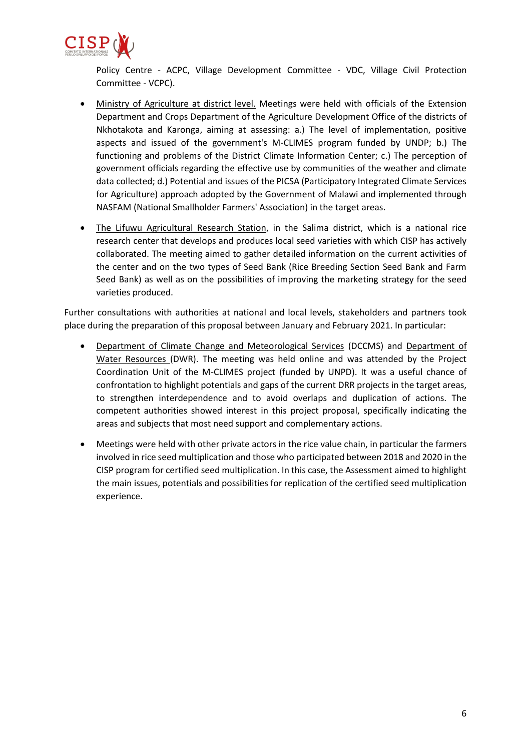Policy Centre - ACPC, Village Development Committee - VDC, Village Civil Protection Committee - VCPC).

- Ministry of Agriculture at district level. Meetings were held with officials of the Extension Department and Crops Department of the Agriculture Development Office of the districts of Nkhotakota and Karonga, aiming at assessing: a.) The level of implementation, positive aspects and issued of the government's M-CLIMES program funded by UNDP; b.) The functioning and problems of the District Climate Information Center; c.) The perception of government officials regarding the effective use by communities of the weather and climate data collected; d.) Potential and issues of the PICSA (Participatory Integrated Climate Services for Agriculture) approach adopted by the Government of Malawi and implemented through NASFAM (National Smallholder Farmers' Association) in the target areas.

- The Lifuwu Agricultural Research Station, in the Salima district, which is a national rice research center that develops and produces local seed varieties with which CISP has actively collaborated. The meeting aimed to gather detailed information on the current activities of the center and on the two types of Seed Bank (Rice Breeding Section Seed Bank and Farm Seed Bank) as well as on the possibilities of improving the marketing strategy for the seed varieties produced.

Further consultations with authorities at national and local levels, stakeholders and partners took place during the preparation of this proposal between January and February 2021. In particular:

- Department of Climate Change and Meteorological Services (DCCMS) and Department of Water Resources (DWR). The meeting was held online and was attended by the Project Coordination Unit of the M-CLIMES project (funded by UNPD). It was a useful chance of confrontation to highlight potentials and gaps of the current DRR projects in the target areas, to strengthen interdependence and to avoid overlaps and duplication of actions. The competent authorities showed interest in this project proposal, specifically indicating the areas and subjects that most need support and complementary actions.

- Meetings were held with other private actors in the rice value chain, in particular the farmers involved in rice seed multiplication and those who participated between 2018 and 2020 in the CISP program for certified seed multiplication. In this case, the Assessment aimed to highlight the main issues, potentials and possibilities for replication of the certified seed multiplication experience.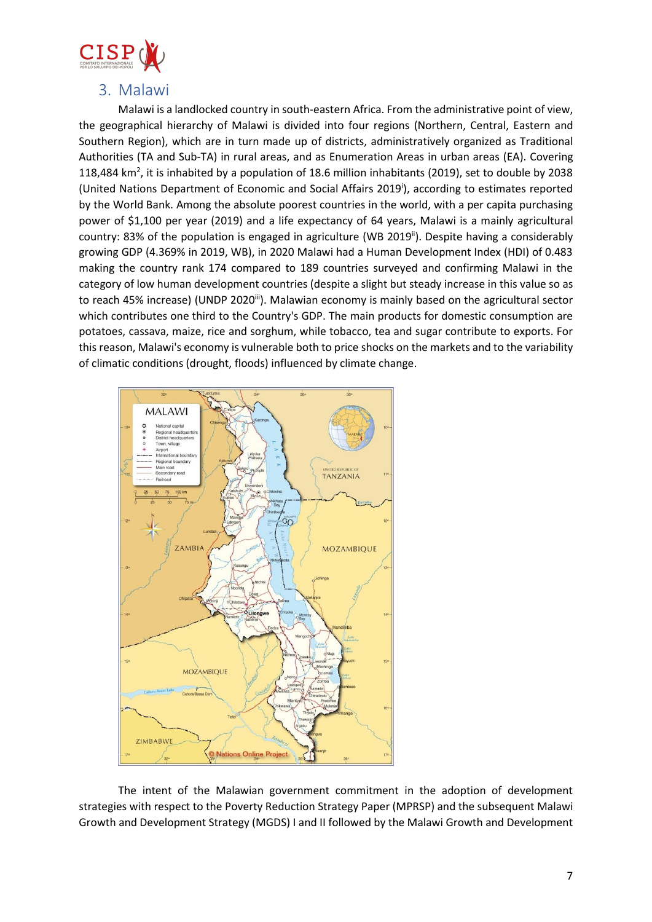## 3. Malawi

Malawi is a landlocked country in south-eastern Africa. From the administrative point of view, the geographical hierarchy of Malawi is divided into four regions (Northern, Central, Eastern and Southern Region), which are in turn made up of districts, administratively organized as Traditional Authorities (TA and Sub-TA) in rural areas, and as Enumeration Areas in urban areas (EA). Covering 118,484 km$^2$, it is inhabited by a population of 18.6 million inhabitants (2019), set to double by 2038 (United Nations Department of Economic and Social Affairs 2019[i]), according to estimates reported by the World Bank. Among the absolute poorest countries in the world, with a per capita purchasing power of $1,100 per year (2019) and a life expectancy of 64 years, Malawi is a mainly agricultural country: 83% of the population is engaged in agriculture (WB 2019[ii]). Despite having a considerably growing GDP (4.369% in 2019, WB), in 2020 Malawi had a Human Development Index (HDI) of 0.483 making the country rank 174 compared to 189 countries surveyed and confirming Malawi in the category of low human development countries (despite a slight but steady increase in this value so as to reach 45% increase) (UNDP 2020[iii]). Malawian economy is mainly based on the agricultural sector which contributes one third to the Country's GDP. The main products for domestic consumption are potatoes, cassava, maize, rice and sorghum, while tobacco, tea and sugar contribute to exports. For this reason, Malawi's economy is vulnerable both to price shocks on the markets and to the variability of climatic conditions (drought, floods) influenced by climate change.

The intent of the Malawian government commitment in the adoption of development strategies with respect to the Poverty Reduction Strategy Paper (MPRSP) and the subsequent Malawi Growth and Development Strategy (MGDS) I and II followed by the Malawi Growth and Development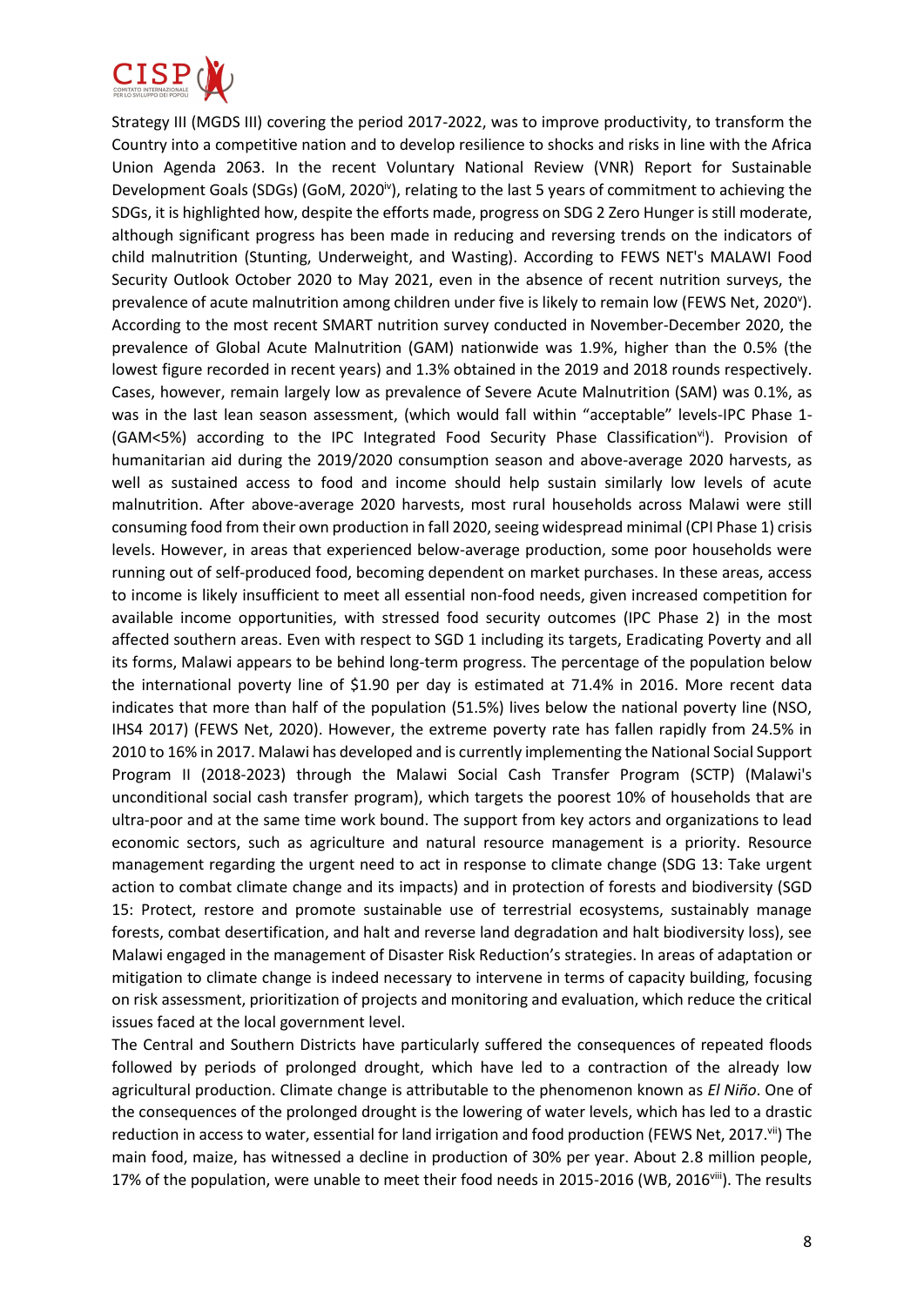Strategy III (MGDS III) covering the period 2017-2022, was to improve productivity, to transform the Country into a competitive nation and to develop resilience to shocks and risks in line with the Africa Union Agenda 2063. In the recent Voluntary National Review (VNR) Report for Sustainable Development Goals (SDGs) (GoM, 2020[iv]), relating to the last 5 years of commitment to achieving the SDGs, it is highlighted how, despite the efforts made, progress on SDG 2 Zero Hunger is still moderate, although significant progress has been made in reducing and reversing trends on the indicators of child malnutrition (Stunting, Underweight, and Wasting). According to FEWS NET's MALAWI Food Security Outlook October 2020 to May 2021, even in the absence of recent nutrition surveys, the prevalence of acute malnutrition among children under five is likely to remain low (FEWS Net, 2020[v]). According to the most recent SMART nutrition survey conducted in November-December 2020, the prevalence of Global Acute Malnutrition (GAM) nationwide was 1.9%, higher than the 0.5% (the lowest figure recorded in recent years) and 1.3% obtained in the 2019 and 2018 rounds respectively. Cases, however, remain largely low as prevalence of Severe Acute Malnutrition (SAM) was 0.1%, as was in the last lean season assessment, (which would fall within "acceptable" levels-IPC Phase 1- (GAM<5%) according to the IPC Integrated Food Security Phase Classification[vi]). Provision of humanitarian aid during the 2019/2020 consumption season and above-average 2020 harvests, as well as sustained access to food and income should help sustain similarly low levels of acute malnutrition. After above-average 2020 harvests, most rural households across Malawi were still consuming food from their own production in fall 2020, seeing widespread minimal (CPI Phase 1) crisis levels. However, in areas that experienced below-average production, some poor households were running out of self-produced food, becoming dependent on market purchases. In these areas, access to income is likely insufficient to meet all essential non-food needs, given increased competition for available income opportunities, with stressed food security outcomes (IPC Phase 2) in the most affected southern areas. Even with respect to SGD 1 including its targets, Eradicating Poverty and all its forms, Malawi appears to be behind long-term progress. The percentage of the population below the international poverty line of $1.90 per day is estimated at 71.4% in 2016. More recent data indicates that more than half of the population (51.5%) lives below the national poverty line (NSO, IHS4 2017) (FEWS Net, 2020). However, the extreme poverty rate has fallen rapidly from 24.5% in 2010 to 16% in 2017. Malawi has developed and is currently implementing the National Social Support Program II (2018-2023) through the Malawi Social Cash Transfer Program (SCTP) (Malawi's unconditional social cash transfer program), which targets the poorest 10% of households that are ultra-poor and at the same time work bound. The support from key actors and organizations to lead economic sectors, such as agriculture and natural resource management is a priority. Resource management regarding the urgent need to act in response to climate change (SDG 13: Take urgent action to combat climate change and its impacts) and in protection of forests and biodiversity (SGD 15: Protect, restore and promote sustainable use of terrestrial ecosystems, sustainably manage forests, combat desertification, and halt and reverse land degradation and halt biodiversity loss), see Malawi engaged in the management of Disaster Risk Reduction's strategies. In areas of adaptation or mitigation to climate change is indeed necessary to intervene in terms of capacity building, focusing on risk assessment, prioritization of projects and monitoring and evaluation, which reduce the critical issues faced at the local government level.

The Central and Southern Districts have particularly suffered the consequences of repeated floods followed by periods of prolonged drought, which have led to a contraction of the already low agricultural production. Climate change is attributable to the phenomenon known as *El Niño*. One of the consequences of the prolonged drought is the lowering of water levels, which has led to a drastic reduction in access to water, essential for land irrigation and food production (FEWS Net, 2017.[vii]) The main food, maize, has witnessed a decline in production of 30% per year. About 2.8 million people, 17% of the population, were unable to meet their food needs in 2015-2016 (WB, 2016[viii]). The results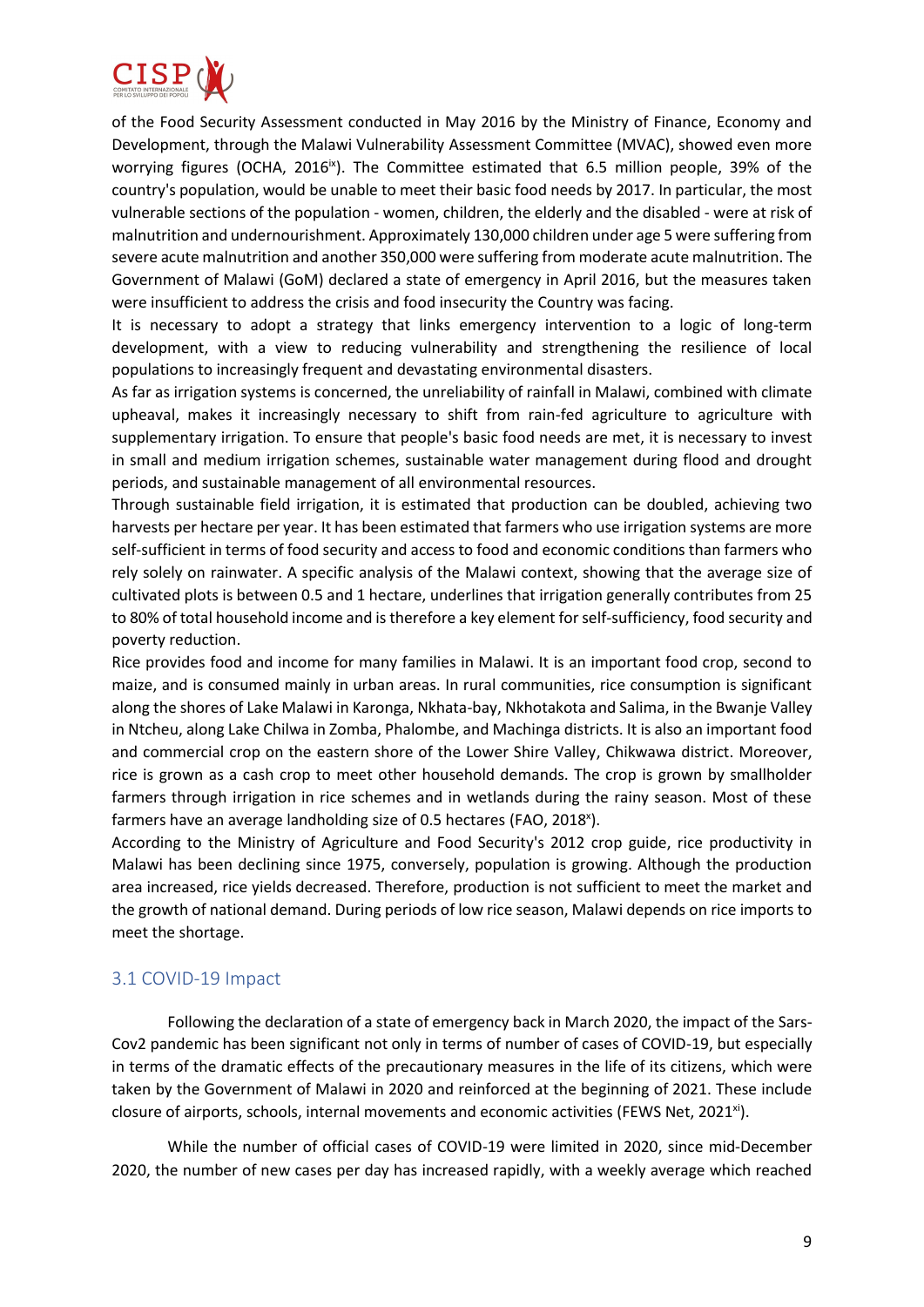of the Food Security Assessment conducted in May 2016 by the Ministry of Finance, Economy and Development, through the Malawi Vulnerability Assessment Committee (MVAC), showed even more worrying figures (OCHA, 2016[ix]). The Committee estimated that 6.5 million people, 39% of the country's population, would be unable to meet their basic food needs by 2017. In particular, the most vulnerable sections of the population - women, children, the elderly and the disabled - were at risk of malnutrition and undernourishment. Approximately 130,000 children under age 5 were suffering from severe acute malnutrition and another 350,000 were suffering from moderate acute malnutrition. The Government of Malawi (GoM) declared a state of emergency in April 2016, but the measures taken were insufficient to address the crisis and food insecurity the Country was facing.

It is necessary to adopt a strategy that links emergency intervention to a logic of long-term development, with a view to reducing vulnerability and strengthening the resilience of local populations to increasingly frequent and devastating environmental disasters.

As far as irrigation systems is concerned, the unreliability of rainfall in Malawi, combined with climate upheaval, makes it increasingly necessary to shift from rain-fed agriculture to agriculture with supplementary irrigation. To ensure that people's basic food needs are met, it is necessary to invest in small and medium irrigation schemes, sustainable water management during flood and drought periods, and sustainable management of all environmental resources.

Through sustainable field irrigation, it is estimated that production can be doubled, achieving two harvests per hectare per year. It has been estimated that farmers who use irrigation systems are more self-sufficient in terms of food security and access to food and economic conditions than farmers who rely solely on rainwater. A specific analysis of the Malawi context, showing that the average size of cultivated plots is between 0.5 and 1 hectare, underlines that irrigation generally contributes from 25 to 80% of total household income and is therefore a key element for self-sufficiency, food security and poverty reduction.

Rice provides food and income for many families in Malawi. It is an important food crop, second to maize, and is consumed mainly in urban areas. In rural communities, rice consumption is significant along the shores of Lake Malawi in Karonga, Nkhata-bay, Nkhotakota and Salima, in the Bwanje Valley in Ntcheu, along Lake Chilwa in Zomba, Phalombe, and Machinga districts. It is also an important food and commercial crop on the eastern shore of the Lower Shire Valley, Chikwawa district. Moreover, rice is grown as a cash crop to meet other household demands. The crop is grown by smallholder farmers through irrigation in rice schemes and in wetlands during the rainy season. Most of these farmers have an average landholding size of 0.5 hectares (FAO, 2018[x]).

According to the Ministry of Agriculture and Food Security's 2012 crop guide, rice productivity in Malawi has been declining since 1975, conversely, population is growing. Although the production area increased, rice yields decreased. Therefore, production is not sufficient to meet the market and the growth of national demand. During periods of low rice season, Malawi depends on rice imports to meet the shortage.

## 3.1 COVID-19 Impact

Following the declaration of a state of emergency back in March 2020, the impact of the Sars-Cov2 pandemic has been significant not only in terms of number of cases of COVID-19, but especially in terms of the dramatic effects of the precautionary measures in the life of its citizens, which were taken by the Government of Malawi in 2020 and reinforced at the beginning of 2021. These include closure of airports, schools, internal movements and economic activities (FEWS Net, 2021[xi]).

While the number of official cases of COVID-19 were limited in 2020, since mid-December 2020, the number of new cases per day has increased rapidly, with a weekly average which reached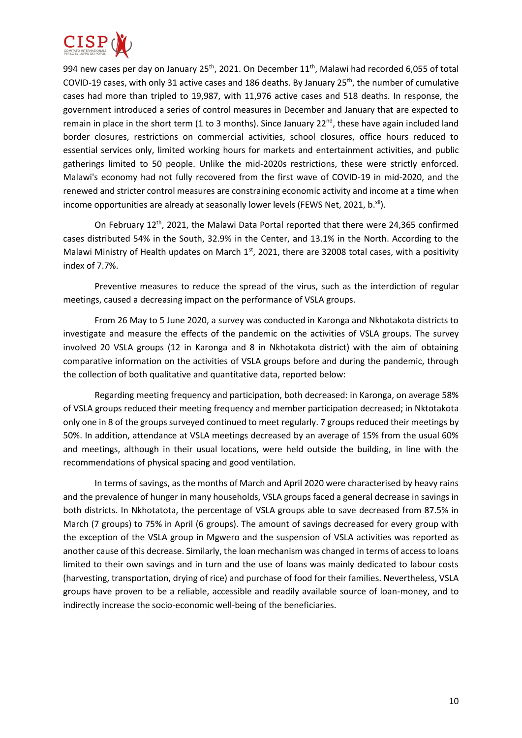994 new cases per day on January 25th, 2021. On December 11th, Malawi had recorded 6,055 of total COVID-19 cases, with only 31 active cases and 186 deaths. By January 25th, the number of cumulative cases had more than tripled to 19,987, with 11,976 active cases and 518 deaths. In response, the government introduced a series of control measures in December and January that are expected to remain in place in the short term (1 to 3 months). Since January 22nd, these have again included land border closures, restrictions on commercial activities, school closures, office hours reduced to essential services only, limited working hours for markets and entertainment activities, and public gatherings limited to 50 people. Unlike the mid-2020s restrictions, these were strictly enforced. Malawi's economy had not fully recovered from the first wave of COVID-19 in mid-2020, and the renewed and stricter control measures are constraining economic activity and income at a time when income opportunities are already at seasonally lower levels (FEWS Net, 2021, b.[xii]).

On February 12th, 2021, the Malawi Data Portal reported that there were 24,365 confirmed cases distributed 54% in the South, 32.9% in the Center, and 13.1% in the North. According to the Malawi Ministry of Health updates on March 1st, 2021, there are 32008 total cases, with a positivity index of 7.7%.

Preventive measures to reduce the spread of the virus, such as the interdiction of regular meetings, caused a decreasing impact on the performance of VSLA groups.

From 26 May to 5 June 2020, a survey was conducted in Karonga and Nkhotakota districts to investigate and measure the effects of the pandemic on the activities of VSLA groups. The survey involved 20 VSLA groups (12 in Karonga and 8 in Nkhotakota district) with the aim of obtaining comparative information on the activities of VSLA groups before and during the pandemic, through the collection of both qualitative and quantitative data, reported below:

Regarding meeting frequency and participation, both decreased: in Karonga, on average 58% of VSLA groups reduced their meeting frequency and member participation decreased; in Nktotakota only one in 8 of the groups surveyed continued to meet regularly. 7 groups reduced their meetings by 50%. In addition, attendance at VSLA meetings decreased by an average of 15% from the usual 60% and meetings, although in their usual locations, were held outside the building, in line with the recommendations of physical spacing and good ventilation.

In terms of savings, as the months of March and April 2020 were characterised by heavy rains and the prevalence of hunger in many households, VSLA groups faced a general decrease in savings in both districts. In Nkhotatota, the percentage of VSLA groups able to save decreased from 87.5% in March (7 groups) to 75% in April (6 groups). The amount of savings decreased for every group with the exception of the VSLA group in Mgwero and the suspension of VSLA activities was reported as another cause of this decrease. Similarly, the loan mechanism was changed in terms of access to loans limited to their own savings and in turn and the use of loans was mainly dedicated to labour costs (harvesting, transportation, drying of rice) and purchase of food for their families. Nevertheless, VSLA groups have proven to be a reliable, accessible and readily available source of loan-money, and to indirectly increase the socio-economic well-being of the beneficiaries.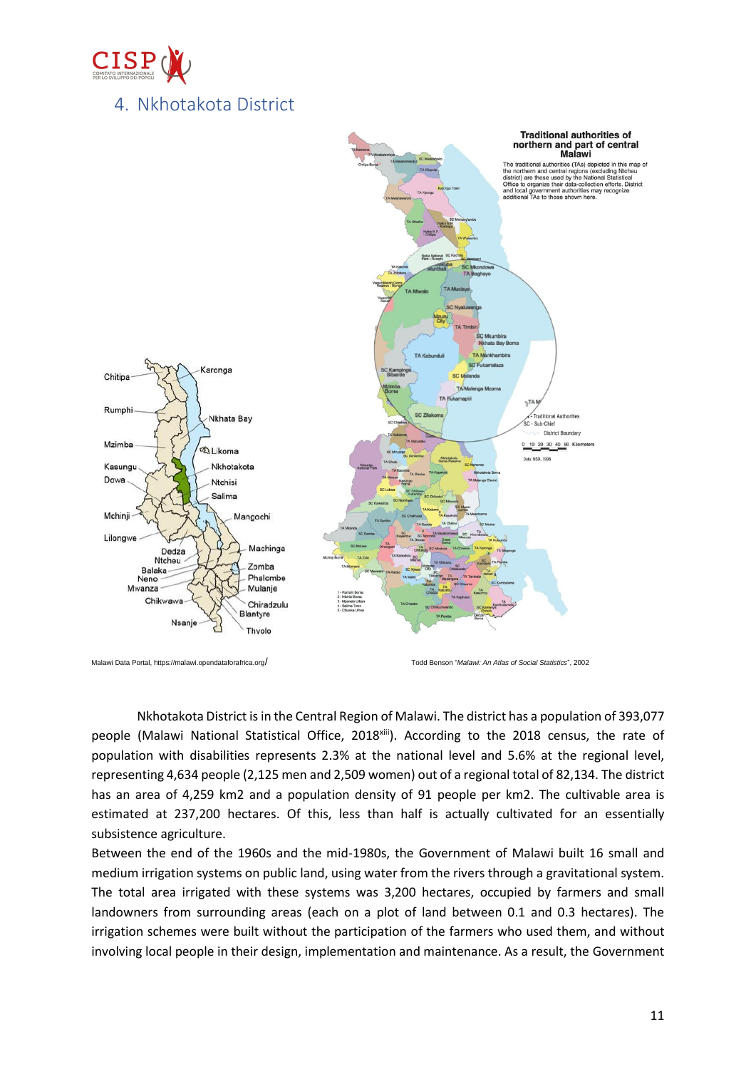## 4. Nkhotakota District

Malawi Data Portal, https://malawi.opendataforafrica.org/

Todd Benson "*Malawi: An Atlas of Social Statistics*", 2002

Nkhotakota District is in the Central Region of Malawi. The district has a population of 393,077 people (Malawi National Statistical Office, 2018[xiii]). According to the 2018 census, the rate of population with disabilities represents 2.3% at the national level and 5.6% at the regional level, representing 4,634 people (2,125 men and 2,509 women) out of a regional total of 82,134. The district has an area of 4,259 km2 and a population density of 91 people per km2. The cultivable area is estimated at 237,200 hectares. Of this, less than half is actually cultivated for an essentially subsistence agriculture.

Between the end of the 1960s and the mid-1980s, the Government of Malawi built 16 small and medium irrigation systems on public land, using water from the rivers through a gravitational system. The total area irrigated with these systems was 3,200 hectares, occupied by farmers and small landowners from surrounding areas (each on a plot of land between 0.1 and 0.3 hectares). The irrigation schemes were built without the participation of the farmers who used them, and without involving local people in their design, implementation and maintenance. As a result, the Government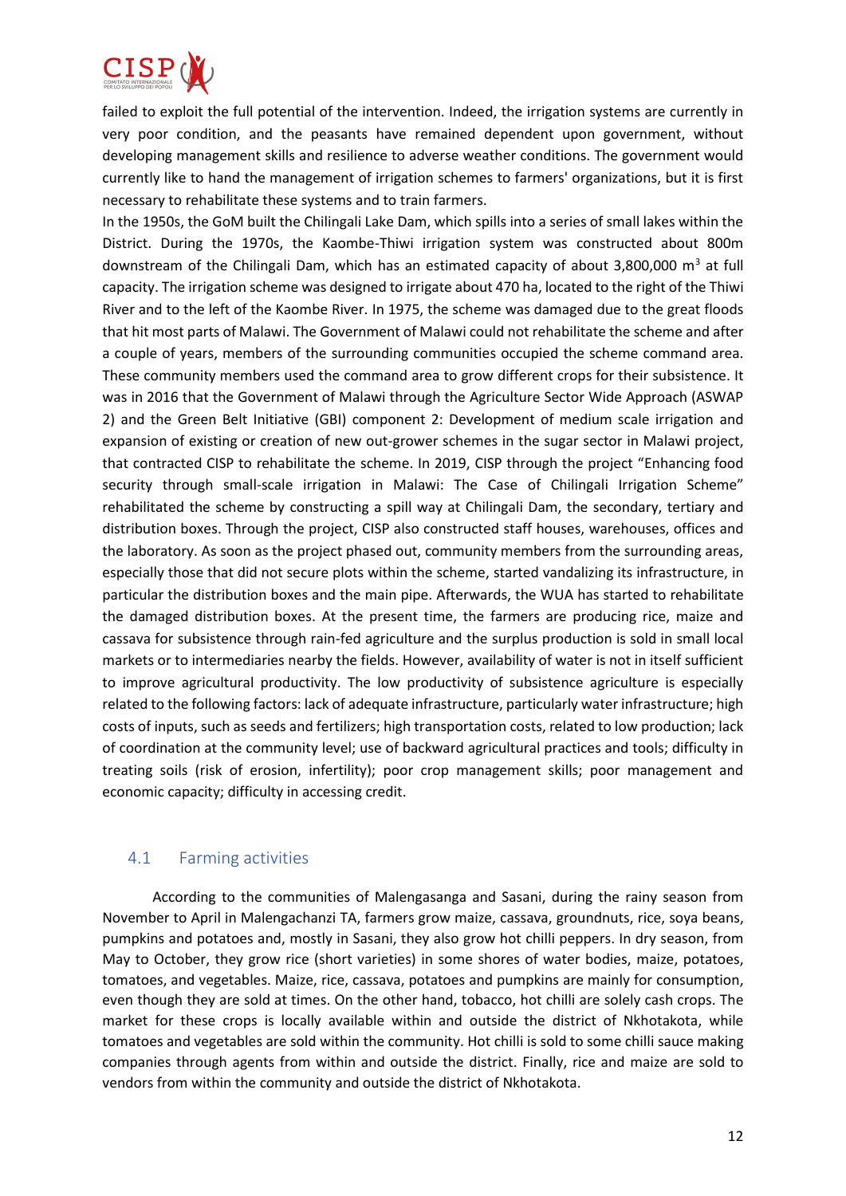failed to exploit the full potential of the intervention. Indeed, the irrigation systems are currently in very poor condition, and the peasants have remained dependent upon government, without developing management skills and resilience to adverse weather conditions. The government would currently like to hand the management of irrigation schemes to farmers' organizations, but it is first necessary to rehabilitate these systems and to train farmers.

In the 1950s, the GoM built the Chilingali Lake Dam, which spills into a series of small lakes within the District. During the 1970s, the Kaombe-Thiwi irrigation system was constructed about 800m downstream of the Chilingali Dam, which has an estimated capacity of about 3,800,000 $m^3$ at full capacity. The irrigation scheme was designed to irrigate about 470 ha, located to the right of the Thiwi River and to the left of the Kaombe River. In 1975, the scheme was damaged due to the great floods that hit most parts of Malawi. The Government of Malawi could not rehabilitate the scheme and after a couple of years, members of the surrounding communities occupied the scheme command area. These community members used the command area to grow different crops for their subsistence. It was in 2016 that the Government of Malawi through the Agriculture Sector Wide Approach (ASWAP 2) and the Green Belt Initiative (GBI) component 2: Development of medium scale irrigation and expansion of existing or creation of new out-grower schemes in the sugar sector in Malawi project, that contracted CISP to rehabilitate the scheme. In 2019, CISP through the project "Enhancing food security through small-scale irrigation in Malawi: The Case of Chilingali Irrigation Scheme" rehabilitated the scheme by constructing a spill way at Chilingali Dam, the secondary, tertiary and distribution boxes. Through the project, CISP also constructed staff houses, warehouses, offices and the laboratory. As soon as the project phased out, community members from the surrounding areas, especially those that did not secure plots within the scheme, started vandalizing its infrastructure, in particular the distribution boxes and the main pipe. Afterwards, the WUA has started to rehabilitate the damaged distribution boxes. At the present time, the farmers are producing rice, maize and cassava for subsistence through rain-fed agriculture and the surplus production is sold in small local markets or to intermediaries nearby the fields. However, availability of water is not in itself sufficient to improve agricultural productivity. The low productivity of subsistence agriculture is especially related to the following factors: lack of adequate infrastructure, particularly water infrastructure; high costs of inputs, such as seeds and fertilizers; high transportation costs, related to low production; lack of coordination at the community level; use of backward agricultural practices and tools; difficulty in treating soils (risk of erosion, infertility); poor crop management skills; poor management and economic capacity; difficulty in accessing credit.

## 4.1 Farming activities

According to the communities of Malengasanga and Sasani, during the rainy season from November to April in Malengachanzi TA, farmers grow maize, cassava, groundnuts, rice, soya beans, pumpkins and potatoes and, mostly in Sasani, they also grow hot chilli peppers. In dry season, from May to October, they grow rice (short varieties) in some shores of water bodies, maize, potatoes, tomatoes, and vegetables. Maize, rice, cassava, potatoes and pumpkins are mainly for consumption, even though they are sold at times. On the other hand, tobacco, hot chilli are solely cash crops. The market for these crops is locally available within and outside the district of Nkhotakota, while tomatoes and vegetables are sold within the community. Hot chilli is sold to some chilli sauce making companies through agents from within and outside the district. Finally, rice and maize are sold to vendors from within the community and outside the district of Nkhotakota.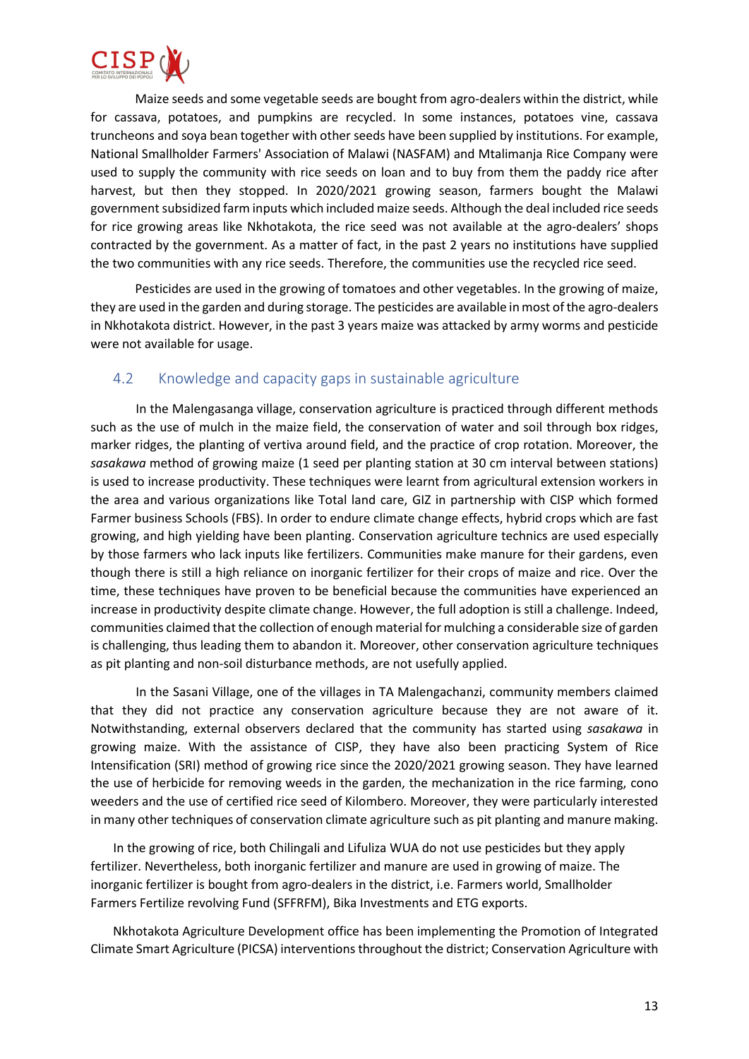Maize seeds and some vegetable seeds are bought from agro-dealers within the district, while for cassava, potatoes, and pumpkins are recycled. In some instances, potatoes vine, cassava truncheons and soya bean together with other seeds have been supplied by institutions. For example, National Smallholder Farmers' Association of Malawi (NASFAM) and Mtalimanja Rice Company were used to supply the community with rice seeds on loan and to buy from them the paddy rice after harvest, but then they stopped. In 2020/2021 growing season, farmers bought the Malawi government subsidized farm inputs which included maize seeds. Although the deal included rice seeds for rice growing areas like Nkhotakota, the rice seed was not available at the agro-dealers' shops contracted by the government. As a matter of fact, in the past 2 years no institutions have supplied the two communities with any rice seeds. Therefore, the communities use the recycled rice seed.

Pesticides are used in the growing of tomatoes and other vegetables. In the growing of maize, they are used in the garden and during storage. The pesticides are available in most of the agro-dealers in Nkhotakota district. However, in the past 3 years maize was attacked by army worms and pesticide were not available for usage.

## 4.2 Knowledge and capacity gaps in sustainable agriculture

In the Malengasanga village, conservation agriculture is practiced through different methods such as the use of mulch in the maize field, the conservation of water and soil through box ridges, marker ridges, the planting of vertiva around field, and the practice of crop rotation. Moreover, the *sasakawa* method of growing maize (1 seed per planting station at 30 cm interval between stations) is used to increase productivity. These techniques were learnt from agricultural extension workers in the area and various organizations like Total land care, GIZ in partnership with CISP which formed Farmer business Schools (FBS). In order to endure climate change effects, hybrid crops which are fast growing, and high yielding have been planting. Conservation agriculture technics are used especially by those farmers who lack inputs like fertilizers. Communities make manure for their gardens, even though there is still a high reliance on inorganic fertilizer for their crops of maize and rice. Over the time, these techniques have proven to be beneficial because the communities have experienced an increase in productivity despite climate change. However, the full adoption is still a challenge. Indeed, communities claimed that the collection of enough material for mulching a considerable size of garden is challenging, thus leading them to abandon it. Moreover, other conservation agriculture techniques as pit planting and non-soil disturbance methods, are not usefully applied.

In the Sasani Village, one of the villages in TA Malengachanzi, community members claimed that they did not practice any conservation agriculture because they are not aware of it. Notwithstanding, external observers declared that the community has started using *sasakawa* in growing maize. With the assistance of CISP, they have also been practicing System of Rice Intensification (SRI) method of growing rice since the 2020/2021 growing season. They have learned the use of herbicide for removing weeds in the garden, the mechanization in the rice farming, cono weeders and the use of certified rice seed of Kilombero. Moreover, they were particularly interested in many other techniques of conservation climate agriculture such as pit planting and manure making.

In the growing of rice, both Chilingali and Lifuliza WUA do not use pesticides but they apply fertilizer. Nevertheless, both inorganic fertilizer and manure are used in growing of maize. The inorganic fertilizer is bought from agro-dealers in the district, i.e. Farmers world, Smallholder Farmers Fertilize revolving Fund (SFFRFM), Bika Investments and ETG exports.

Nkhotakota Agriculture Development office has been implementing the Promotion of Integrated Climate Smart Agriculture (PICSA) interventions throughout the district; Conservation Agriculture with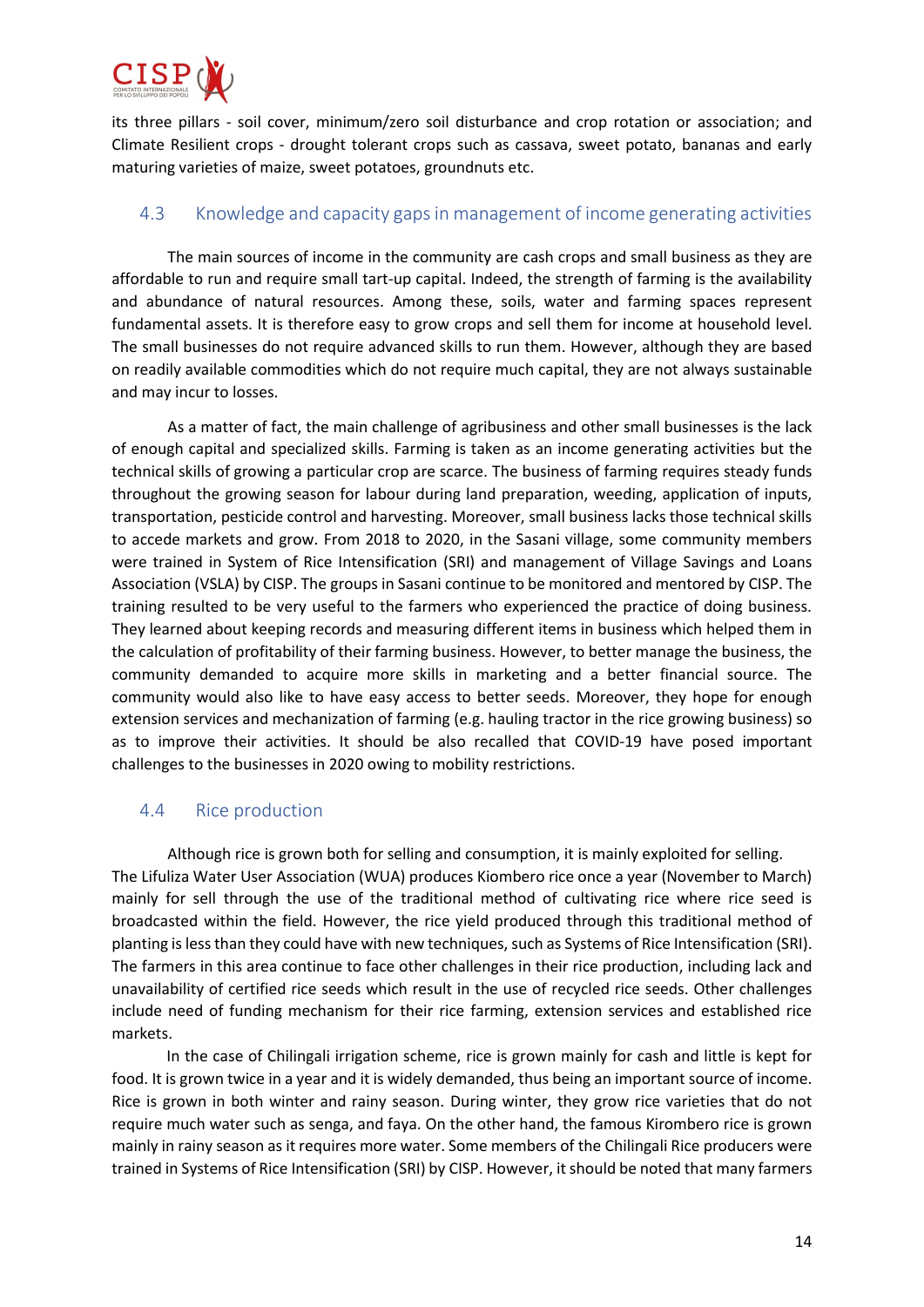its three pillars - soil cover, minimum/zero soil disturbance and crop rotation or association; and Climate Resilient crops - drought tolerant crops such as cassava, sweet potato, bananas and early maturing varieties of maize, sweet potatoes, groundnuts etc.

## 4.3 Knowledge and capacity gaps in management of income generating activities

The main sources of income in the community are cash crops and small business as they are affordable to run and require small tart-up capital. Indeed, the strength of farming is the availability and abundance of natural resources. Among these, soils, water and farming spaces represent fundamental assets. It is therefore easy to grow crops and sell them for income at household level. The small businesses do not require advanced skills to run them. However, although they are based on readily available commodities which do not require much capital, they are not always sustainable and may incur to losses.

As a matter of fact, the main challenge of agribusiness and other small businesses is the lack of enough capital and specialized skills. Farming is taken as an income generating activities but the technical skills of growing a particular crop are scarce. The business of farming requires steady funds throughout the growing season for labour during land preparation, weeding, application of inputs, transportation, pesticide control and harvesting. Moreover, small business lacks those technical skills to accede markets and grow. From 2018 to 2020, in the Sasani village, some community members were trained in System of Rice Intensification (SRI) and management of Village Savings and Loans Association (VSLA) by CISP. The groups in Sasani continue to be monitored and mentored by CISP. The training resulted to be very useful to the farmers who experienced the practice of doing business. They learned about keeping records and measuring different items in business which helped them in the calculation of profitability of their farming business. However, to better manage the business, the community demanded to acquire more skills in marketing and a better financial source. The community would also like to have easy access to better seeds. Moreover, they hope for enough extension services and mechanization of farming (e.g. hauling tractor in the rice growing business) so as to improve their activities. It should be also recalled that COVID-19 have posed important challenges to the businesses in 2020 owing to mobility restrictions.

## 4.4 Rice production

Although rice is grown both for selling and consumption, it is mainly exploited for selling. The Lifuliza Water User Association (WUA) produces Kiombero rice once a year (November to March) mainly for sell through the use of the traditional method of cultivating rice where rice seed is broadcasted within the field. However, the rice yield produced through this traditional method of planting is less than they could have with new techniques, such as Systems of Rice Intensification (SRI). The farmers in this area continue to face other challenges in their rice production, including lack and unavailability of certified rice seeds which result in the use of recycled rice seeds. Other challenges include need of funding mechanism for their rice farming, extension services and established rice markets.

In the case of Chilingali irrigation scheme, rice is grown mainly for cash and little is kept for food. It is grown twice in a year and it is widely demanded, thus being an important source of income. Rice is grown in both winter and rainy season. During winter, they grow rice varieties that do not require much water such as senga, and faya. On the other hand, the famous Kirombero rice is grown mainly in rainy season as it requires more water. Some members of the Chilingali Rice producers were trained in Systems of Rice Intensification (SRI) by CISP. However, it should be noted that many farmers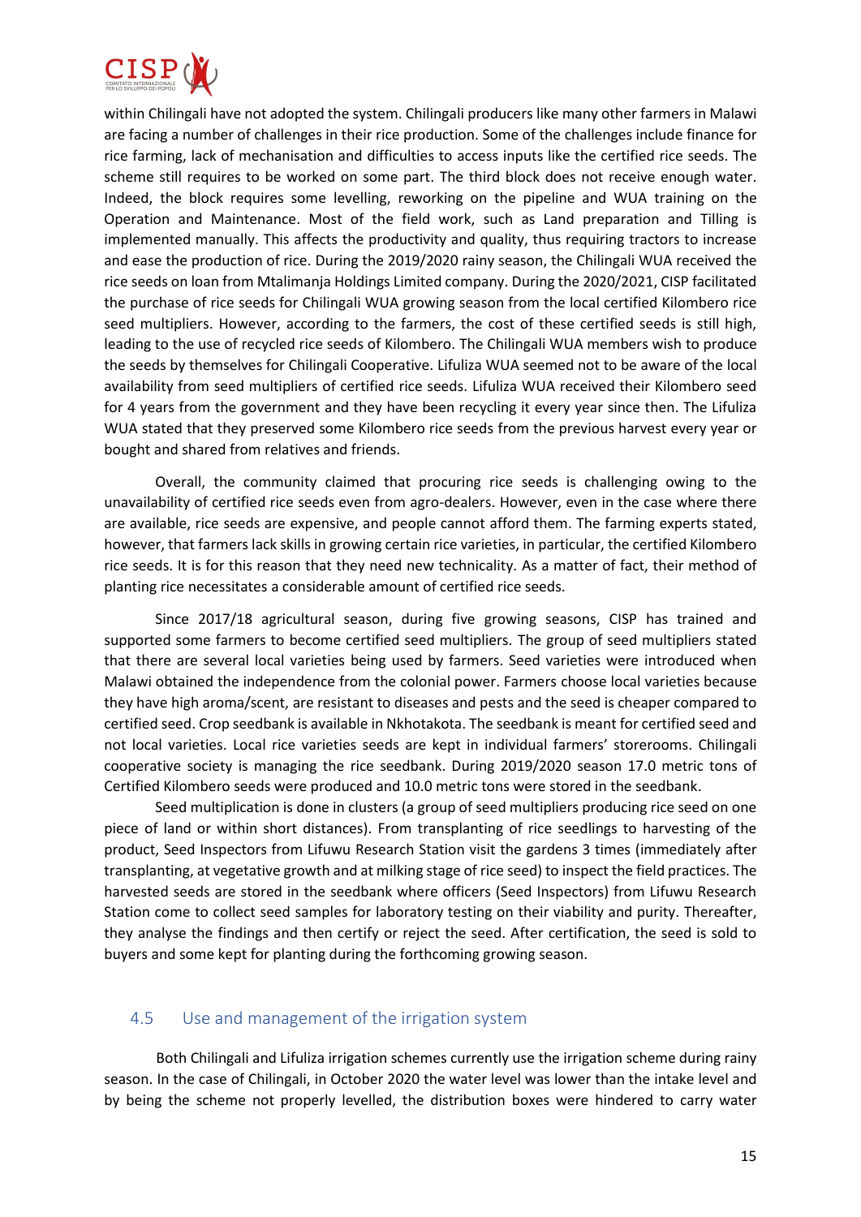within Chilingali have not adopted the system. Chilingali producers like many other farmers in Malawi are facing a number of challenges in their rice production. Some of the challenges include finance for rice farming, lack of mechanisation and difficulties to access inputs like the certified rice seeds. The scheme still requires to be worked on some part. The third block does not receive enough water. Indeed, the block requires some levelling, reworking on the pipeline and WUA training on the Operation and Maintenance. Most of the field work, such as Land preparation and Tilling is implemented manually. This affects the productivity and quality, thus requiring tractors to increase and ease the production of rice. During the 2019/2020 rainy season, the Chilingali WUA received the rice seeds on loan from Mtalimanja Holdings Limited company. During the 2020/2021, CISP facilitated the purchase of rice seeds for Chilingali WUA growing season from the local certified Kilombero rice seed multipliers. However, according to the farmers, the cost of these certified seeds is still high, leading to the use of recycled rice seeds of Kilombero. The Chilingali WUA members wish to produce the seeds by themselves for Chilingali Cooperative. Lifuliza WUA seemed not to be aware of the local availability from seed multipliers of certified rice seeds. Lifuliza WUA received their Kilombero seed for 4 years from the government and they have been recycling it every year since then. The Lifuliza WUA stated that they preserved some Kilombero rice seeds from the previous harvest every year or bought and shared from relatives and friends.

Overall, the community claimed that procuring rice seeds is challenging owing to the unavailability of certified rice seeds even from agro-dealers. However, even in the case where there are available, rice seeds are expensive, and people cannot afford them. The farming experts stated, however, that farmers lack skills in growing certain rice varieties, in particular, the certified Kilombero rice seeds. It is for this reason that they need new technicality. As a matter of fact, their method of planting rice necessitates a considerable amount of certified rice seeds.

Since 2017/18 agricultural season, during five growing seasons, CISP has trained and supported some farmers to become certified seed multipliers. The group of seed multipliers stated that there are several local varieties being used by farmers. Seed varieties were introduced when Malawi obtained the independence from the colonial power. Farmers choose local varieties because they have high aroma/scent, are resistant to diseases and pests and the seed is cheaper compared to certified seed. Crop seedbank is available in Nkhotakota. The seedbank is meant for certified seed and not local varieties. Local rice varieties seeds are kept in individual farmers' storerooms. Chilingali cooperative society is managing the rice seedbank. During 2019/2020 season 17.0 metric tons of Certified Kilombero seeds were produced and 10.0 metric tons were stored in the seedbank.

Seed multiplication is done in clusters (a group of seed multipliers producing rice seed on one piece of land or within short distances). From transplanting of rice seedlings to harvesting of the product, Seed Inspectors from Lifuwu Research Station visit the gardens 3 times (immediately after transplanting, at vegetative growth and at milking stage of rice seed) to inspect the field practices. The harvested seeds are stored in the seedbank where officers (Seed Inspectors) from Lifuwu Research Station come to collect seed samples for laboratory testing on their viability and purity. Thereafter, they analyse the findings and then certify or reject the seed. After certification, the seed is sold to buyers and some kept for planting during the forthcoming growing season.

## 4.5 Use and management of the irrigation system

Both Chilingali and Lifuliza irrigation schemes currently use the irrigation scheme during rainy season. In the case of Chilingali, in October 2020 the water level was lower than the intake level and by being the scheme not properly levelled, the distribution boxes were hindered to carry water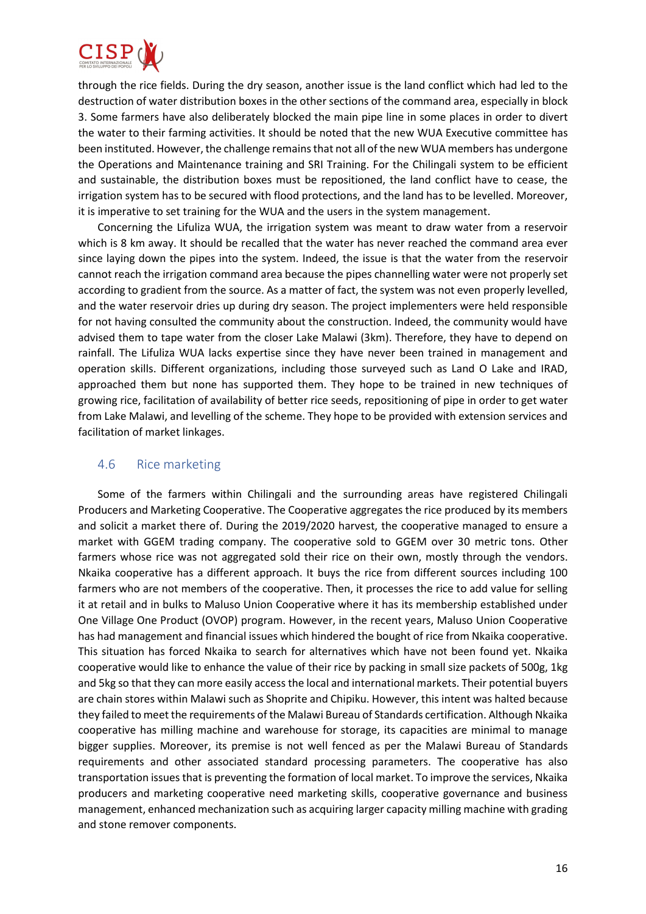through the rice fields. During the dry season, another issue is the land conflict which had led to the destruction of water distribution boxes in the other sections of the command area, especially in block 3. Some farmers have also deliberately blocked the main pipe line in some places in order to divert the water to their farming activities. It should be noted that the new WUA Executive committee has been instituted. However, the challenge remains that not all of the new WUA members has undergone the Operations and Maintenance training and SRI Training. For the Chilingali system to be efficient and sustainable, the distribution boxes must be repositioned, the land conflict have to cease, the irrigation system has to be secured with flood protections, and the land has to be levelled. Moreover, it is imperative to set training for the WUA and the users in the system management.

Concerning the Lifuliza WUA, the irrigation system was meant to draw water from a reservoir which is 8 km away. It should be recalled that the water has never reached the command area ever since laying down the pipes into the system. Indeed, the issue is that the water from the reservoir cannot reach the irrigation command area because the pipes channelling water were not properly set according to gradient from the source. As a matter of fact, the system was not even properly levelled, and the water reservoir dries up during dry season. The project implementers were held responsible for not having consulted the community about the construction. Indeed, the community would have advised them to tape water from the closer Lake Malawi (3km). Therefore, they have to depend on rainfall. The Lifuliza WUA lacks expertise since they have never been trained in management and operation skills. Different organizations, including those surveyed such as Land O Lake and IRAD, approached them but none has supported them. They hope to be trained in new techniques of growing rice, facilitation of availability of better rice seeds, repositioning of pipe in order to get water from Lake Malawi, and levelling of the scheme. They hope to be provided with extension services and facilitation of market linkages.

## 4.6 Rice marketing

Some of the farmers within Chilingali and the surrounding areas have registered Chilingali Producers and Marketing Cooperative. The Cooperative aggregates the rice produced by its members and solicit a market there of. During the 2019/2020 harvest, the cooperative managed to ensure a market with GGEM trading company. The cooperative sold to GGEM over 30 metric tons. Other farmers whose rice was not aggregated sold their rice on their own, mostly through the vendors. Nkaika cooperative has a different approach. It buys the rice from different sources including 100 farmers who are not members of the cooperative. Then, it processes the rice to add value for selling it at retail and in bulks to Maluso Union Cooperative where it has its membership established under One Village One Product (OVOP) program. However, in the recent years, Maluso Union Cooperative has had management and financial issues which hindered the bought of rice from Nkaika cooperative. This situation has forced Nkaika to search for alternatives which have not been found yet. Nkaika cooperative would like to enhance the value of their rice by packing in small size packets of 500g, 1kg and 5kg so that they can more easily access the local and international markets. Their potential buyers are chain stores within Malawi such as Shoprite and Chipiku. However, this intent was halted because they failed to meet the requirements of the Malawi Bureau of Standards certification. Although Nkaika cooperative has milling machine and warehouse for storage, its capacities are minimal to manage bigger supplies. Moreover, its premise is not well fenced as per the Malawi Bureau of Standards requirements and other associated standard processing parameters. The cooperative has also transportation issues that is preventing the formation of local market. To improve the services, Nkaika producers and marketing cooperative need marketing skills, cooperative governance and business management, enhanced mechanization such as acquiring larger capacity milling machine with grading and stone remover components.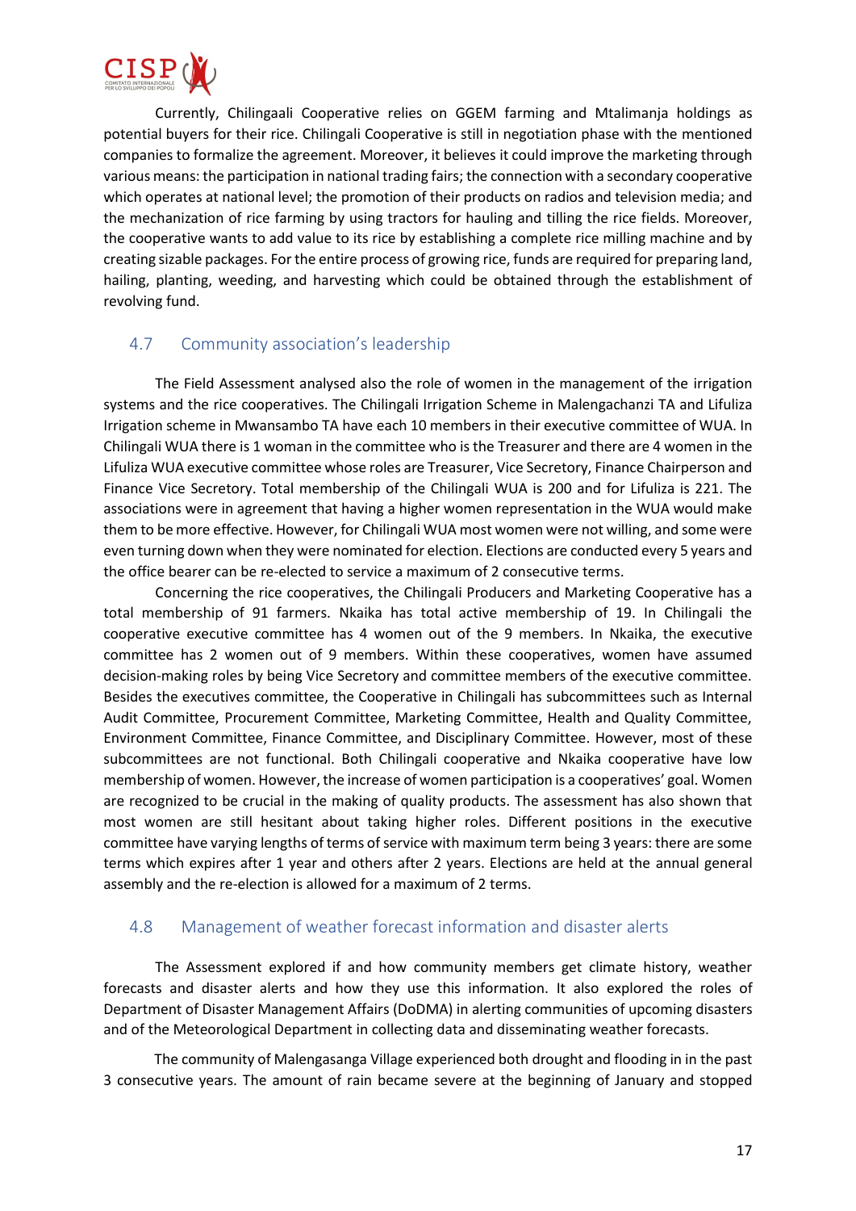Currently, Chilingaali Cooperative relies on GGEM farming and Mtalimanja holdings as potential buyers for their rice. Chilingali Cooperative is still in negotiation phase with the mentioned companies to formalize the agreement. Moreover, it believes it could improve the marketing through various means: the participation in national trading fairs; the connection with a secondary cooperative which operates at national level; the promotion of their products on radios and television media; and the mechanization of rice farming by using tractors for hauling and tilling the rice fields. Moreover, the cooperative wants to add value to its rice by establishing a complete rice milling machine and by creating sizable packages. For the entire process of growing rice, funds are required for preparing land, hailing, planting, weeding, and harvesting which could be obtained through the establishment of revolving fund.

## 4.7 Community association's leadership

The Field Assessment analysed also the role of women in the management of the irrigation systems and the rice cooperatives. The Chilingali Irrigation Scheme in Malengachanzi TA and Lifuliza Irrigation scheme in Mwansambo TA have each 10 members in their executive committee of WUA. In Chilingali WUA there is 1 woman in the committee who is the Treasurer and there are 4 women in the Lifuliza WUA executive committee whose roles are Treasurer, Vice Secretary, Finance Chairperson and Finance Vice Secretary. Total membership of the Chilingali WUA is 200 and for Lifuliza is 221. The associations were in agreement that having a higher women representation in the WUA would make them to be more effective. However, for Chilingali WUA most women were not willing, and some were even turning down when they were nominated for election. Elections are conducted every 5 years and the office bearer can be re-elected to service a maximum of 2 consecutive terms.

Concerning the rice cooperatives, the Chilingali Producers and Marketing Cooperative has a total membership of 91 farmers. Nkaika has total active membership of 19. In Chilingali the cooperative executive committee has 4 women out of the 9 members. In Nkaika, the executive committee has 2 women out of 9 members. Within these cooperatives, women have assumed decision-making roles by being Vice Secretory and committee members of the executive committee. Besides the executives committee, the Cooperative in Chilingali has subcommittees such as Internal Audit Committee, Procurement Committee, Marketing Committee, Health and Quality Committee, Environment Committee, Finance Committee, and Disciplinary Committee. However, most of these subcommittees are not functional. Both Chilingali cooperative and Nkaika cooperative have low membership of women. However, the increase of women participation is a cooperatives' goal. Women are recognized to be crucial in the making of quality products. The assessment has also shown that most women are still hesitant about taking higher roles. Different positions in the executive committee have varying lengths of terms of service with maximum term being 3 years: there are some terms which expires after 1 year and others after 2 years. Elections are held at the annual general assembly and the re-election is allowed for a maximum of 2 terms.

## 4.8 Management of weather forecast information and disaster alerts

The Assessment explored if and how community members get climate history, weather forecasts and disaster alerts and how they use this information. It also explored the roles of Department of Disaster Management Affairs (DoDMA) in alerting communities of upcoming disasters and of the Meteorological Department in collecting data and disseminating weather forecasts.

The community of Malengasanga Village experienced both drought and flooding in in the past 3 consecutive years. The amount of rain became severe at the beginning of January and stopped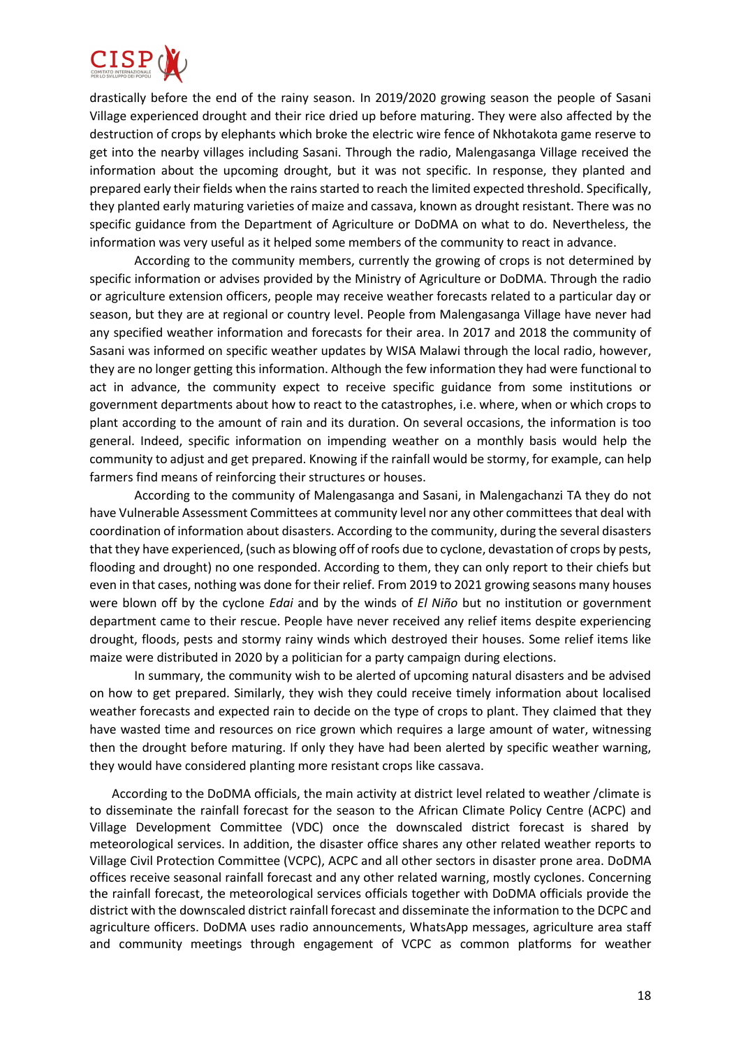drastically before the end of the rainy season. In 2019/2020 growing season the people of Sasani Village experienced drought and their rice dried up before maturing. They were also affected by the destruction of crops by elephants which broke the electric wire fence of Nkhotakota game reserve to get into the nearby villages including Sasani. Through the radio, Malengasanga Village received the information about the upcoming drought, but it was not specific. In response, they planted and prepared early their fields when the rains started to reach the limited expected threshold. Specifically, they planted early maturing varieties of maize and cassava, known as drought resistant. There was no specific guidance from the Department of Agriculture or DoDMA on what to do. Nevertheless, the information was very useful as it helped some members of the community to react in advance.

According to the community members, currently the growing of crops is not determined by specific information or advises provided by the Ministry of Agriculture or DoDMA. Through the radio or agriculture extension officers, people may receive weather forecasts related to a particular day or season, but they are at regional or country level. People from Malengasanga Village have never had any specified weather information and forecasts for their area. In 2017 and 2018 the community of Sasani was informed on specific weather updates by WISA Malawi through the local radio, however, they are no longer getting this information. Although the few information they had were functional to act in advance, the community expect to receive specific guidance from some institutions or government departments about how to react to the catastrophes, i.e. where, when or which crops to plant according to the amount of rain and its duration. On several occasions, the information is too general. Indeed, specific information on impending weather on a monthly basis would help the community to adjust and get prepared. Knowing if the rainfall would be stormy, for example, can help farmers find means of reinforcing their structures or houses.

According to the community of Malengasanga and Sasani, in Malengachanzi TA they do not have Vulnerable Assessment Committees at community level nor any other committees that deal with coordination of information about disasters. According to the community, during the several disasters that they have experienced, (such as blowing off of roofs due to cyclone, devastation of crops by pests, flooding and drought) no one responded. According to them, they can only report to their chiefs but even in that cases, nothing was done for their relief. From 2019 to 2021 growing seasons many houses were blown off by the cyclone *Edai* and by the winds of *El Niño* but no institution or government department came to their rescue. People have never received any relief items despite experiencing drought, floods, pests and stormy rainy winds which destroyed their houses. Some relief items like maize were distributed in 2020 by a politician for a party campaign during elections.

In summary, the community wish to be alerted of upcoming natural disasters and be advised on how to get prepared. Similarly, they wish they could receive timely information about localised weather forecasts and expected rain to decide on the type of crops to plant. They claimed that they have wasted time and resources on rice grown which requires a large amount of water, witnessing then the drought before maturing. If only they have had been alerted by specific weather warning, they would have considered planting more resistant crops like cassava.

According to the DoDMA officials, the main activity at district level related to weather /climate is to disseminate the rainfall forecast for the season to the African Climate Policy Centre (ACPC) and Village Development Committee (VDC) once the downscaled district forecast is shared by meteorological services. In addition, the disaster office shares any other related weather reports to Village Civil Protection Committee (VCPC), ACPC and all other sectors in disaster prone area. DoDMA offices receive seasonal rainfall forecast and any other related warning, mostly cyclones. Concerning the rainfall forecast, the meteorological services officials together with DoDMA officials provide the district with the downscaled district rainfall forecast and disseminate the information to the DCPC and agriculture officers. DoDMA uses radio announcements, WhatsApp messages, agriculture area staff and community meetings through engagement of VCPC as common platforms for weather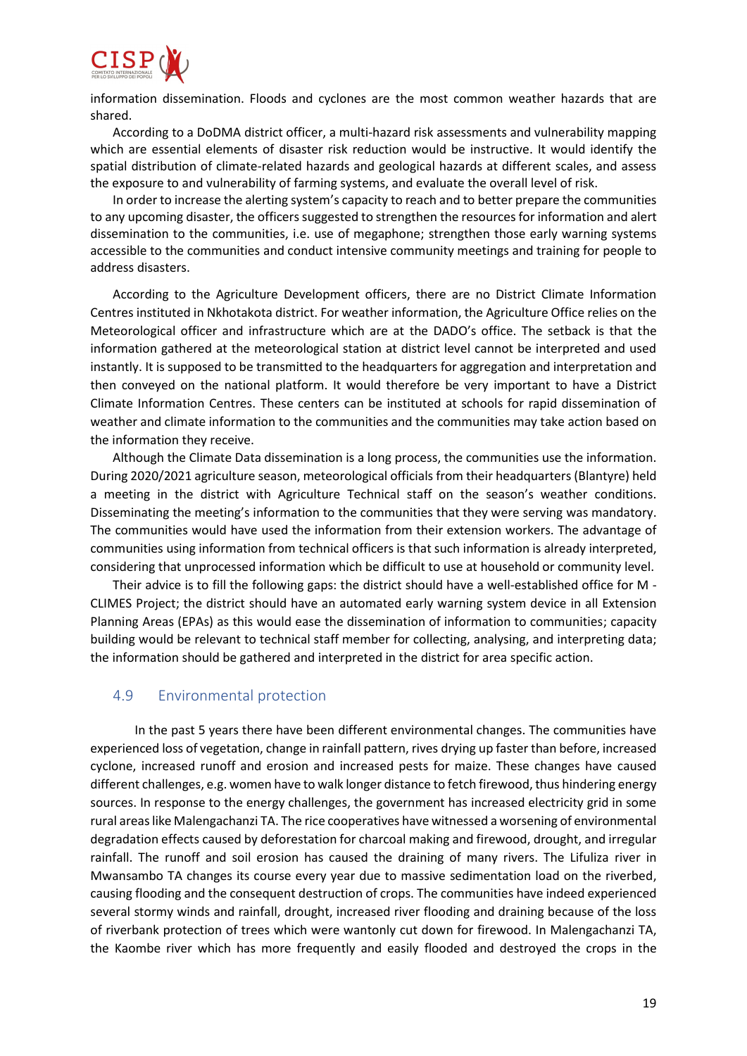information dissemination. Floods and cyclones are the most common weather hazards that are shared.

According to a DoDMA district officer, a multi-hazard risk assessments and vulnerability mapping which are essential elements of disaster risk reduction would be instructive. It would identify the spatial distribution of climate-related hazards and geological hazards at different scales, and assess the exposure to and vulnerability of farming systems, and evaluate the overall level of risk.

In order to increase the alerting system's capacity to reach and to better prepare the communities to any upcoming disaster, the officers suggested to strengthen the resources for information and alert dissemination to the communities, i.e. use of megaphone; strengthen those early warning systems accessible to the communities and conduct intensive community meetings and training for people to address disasters.

According to the Agriculture Development officers, there are no District Climate Information Centres instituted in Nkhotakota district. For weather information, the Agriculture Office relies on the Meteorological officer and infrastructure which are at the DADO's office. The setback is that the information gathered at the meteorological station at district level cannot be interpreted and used instantly. It is supposed to be transmitted to the headquarters for aggregation and interpretation and then conveyed on the national platform. It would therefore be very important to have a District Climate Information Centres. These centers can be instituted at schools for rapid dissemination of weather and climate information to the communities and the communities may take action based on the information they receive.

Although the Climate Data dissemination is a long process, the communities use the information. During 2020/2021 agriculture season, meteorological officials from their headquarters (Blantyre) held a meeting in the district with Agriculture Technical staff on the season's weather conditions. Disseminating the meeting's information to the communities that they were serving was mandatory. The communities would have used the information from their extension workers. The advantage of communities using information from technical officers is that such information is already interpreted, considering that unprocessed information which be difficult to use at household or community level.

Their advice is to fill the following gaps: the district should have a well-established office for M - CLIMES Project; the district should have an automated early warning system device in all Extension Planning Areas (EPAs) as this would ease the dissemination of information to communities; capacity building would be relevant to technical staff member for collecting, analysing, and interpreting data; the information should be gathered and interpreted in the district for area specific action.

## 4.9 Environmental protection

In the past 5 years there have been different environmental changes. The communities have experienced loss of vegetation, change in rainfall pattern, rives drying up faster than before, increased cyclone, increased runoff and erosion and increased pests for maize. These changes have caused different challenges, e.g. women have to walk longer distance to fetch firewood, thus hindering energy sources. In response to the energy challenges, the government has increased electricity grid in some rural areas like Malengachanzi TA. The rice cooperatives have witnessed a worsening of environmental degradation effects caused by deforestation for charcoal making and firewood, drought, and irregular rainfall. The runoff and soil erosion has caused the draining of many rivers. The Lifuliza river in Mwansambo TA changes its course every year due to massive sedimentation load on the riverbed, causing flooding and the consequent destruction of crops. The communities have indeed experienced several stormy winds and rainfall, drought, increased river flooding and draining because of the loss of riverbank protection of trees which were wantonly cut down for firewood. In Malengachanzi TA, the Kaombe river which has more frequently and easily flooded and destroyed the crops in the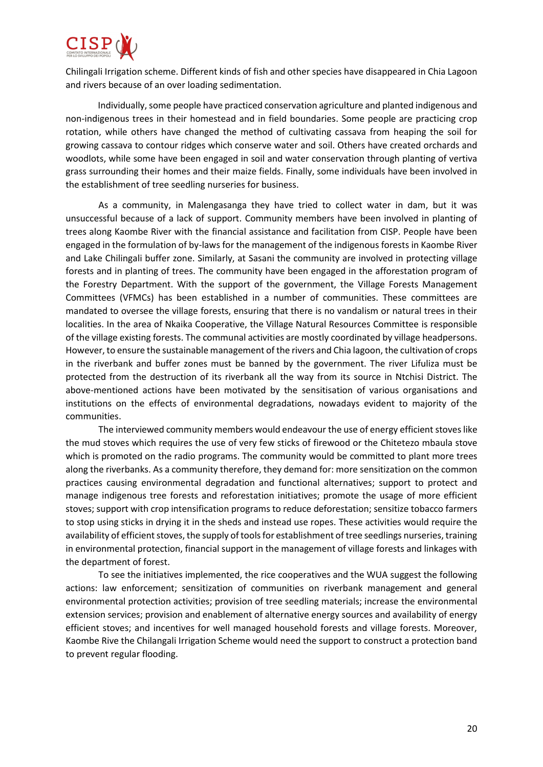Chilingali Irrigation scheme. Different kinds of fish and other species have disappeared in Chia Lagoon and rivers because of an over loading sedimentation.

Individually, some people have practiced conservation agriculture and planted indigenous and non-indigenous trees in their homestead and in field boundaries. Some people are practicing crop rotation, while others have changed the method of cultivating cassava from heaping the soil for growing cassava to contour ridges which conserve water and soil. Others have created orchards and woodlots, while some have been engaged in soil and water conservation through planting of vertiva grass surrounding their homes and their maize fields. Finally, some individuals have been involved in the establishment of tree seedling nurseries for business.

As a community, in Malengasanga they have tried to collect water in dam, but it was unsuccessful because of a lack of support. Community members have been involved in planting of trees along Kaombe River with the financial assistance and facilitation from CISP. People have been engaged in the formulation of by-laws for the management of the indigenous forests in Kaombe River and Lake Chilingali buffer zone. Similarly, at Sasani the community are involved in protecting village forests and in planting of trees. The community have been engaged in the afforestation program of the Forestry Department. With the support of the government, the Village Forests Management Committees (VFMCs) has been established in a number of communities. These committees are mandated to oversee the village forests, ensuring that there is no vandalism or natural trees in their localities. In the area of Nkaika Cooperative, the Village Natural Resources Committee is responsible of the village existing forests. The communal activities are mostly coordinated by village headpersons. However, to ensure the sustainable management of the rivers and Chia lagoon, the cultivation of crops in the riverbank and buffer zones must be banned by the government. The river Lifuliza must be protected from the destruction of its riverbank all the way from its source in Ntchisi District. The above-mentioned actions have been motivated by the sensitisation of various organisations and institutions on the effects of environmental degradations, nowadays evident to majority of the communities.

The interviewed community members would endeavour the use of energy efficient stoves like the mud stoves which requires the use of very few sticks of firewood or the Chitetezo mbaula stove which is promoted on the radio programs. The community would be committed to plant more trees along the riverbanks. As a community therefore, they demand for: more sensitization on the common practices causing environmental degradation and functional alternatives; support to protect and manage indigenous tree forests and reforestation initiatives; promote the usage of more efficient stoves; support with crop intensification programs to reduce deforestation; sensitize tobacco farmers to stop using sticks in drying it in the sheds and instead use ropes. These activities would require the availability of efficient stoves, the supply of tools for establishment of tree seedlings nurseries, training in environmental protection, financial support in the management of village forests and linkages with the department of forest.

To see the initiatives implemented, the rice cooperatives and the WUA suggest the following actions: law enforcement; sensitization of communities on riverbank management and general environmental protection activities; provision of tree seedling materials; increase the environmental extension services; provision and enablement of alternative energy sources and availability of energy efficient stoves; and incentives for well managed household forests and village forests. Moreover, Kaombe Rive the Chilangali Irrigation Scheme would need the support to construct a protection band to prevent regular flooding.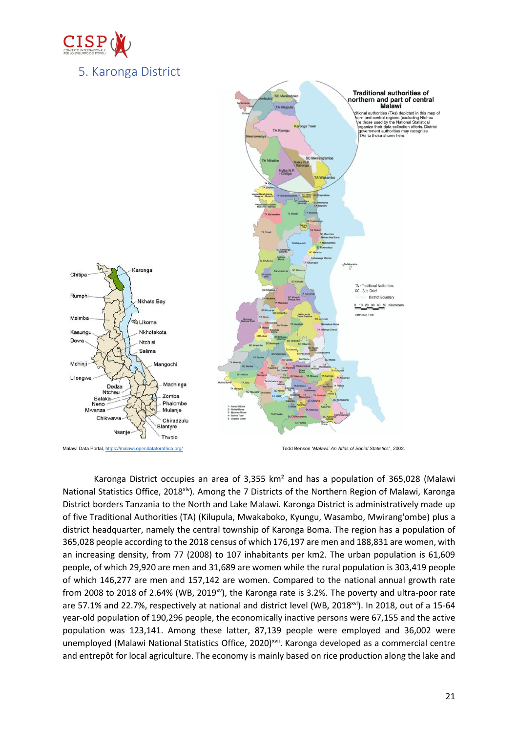## 5. Karonga District

Malawi Data Portal, https://malawi.opendataforafrica.org/

Todd Benson "*Malawi: An Atlas of Social Statistics*", 2002.

Karonga District occupies an area of 3,355 km² and has a population of 365,028 (Malawi National Statistics Office, 2018[xiv]). Among the 7 Districts of the Northern Region of Malawi, Karonga District borders Tanzania to the North and Lake Malawi. Karonga District is administratively made up of five Traditional Authorities (TA) (Kilupula, Mwakaboko, Kyungu, Wasambo, Mwirang'ombe) plus a district headquarter, namely the central township of Karonga Boma. The region has a population of 365,028 people according to the 2018 census of which 176,197 are men and 188,831 are women, with an increasing density, from 77 (2008) to 107 inhabitants per km2. The urban population is 61,609 people, of which 29,920 are men and 31,689 are women while the rural population is 303,419 people of which 146,277 are men and 157,142 are women. Compared to the national annual growth rate from 2008 to 2018 of 2.64% (WB, 2019[xv]), the Karonga rate is 3.2%. The poverty and ultra-poor rate are 57.1% and 22.7%, respectively at national and district level (WB, 2018[xvi]). In 2018, out of a 15-64 year-old population of 190,296 people, the economically inactive persons were 67,155 and the active population was 123,141. Among these latter, 87,139 people were employed and 36,002 were unemployed (Malawi National Statistics Office, 2020)[xvii]. Karonga developed as a commercial centre and entrepôt for local agriculture. The economy is mainly based on rice production along the lake and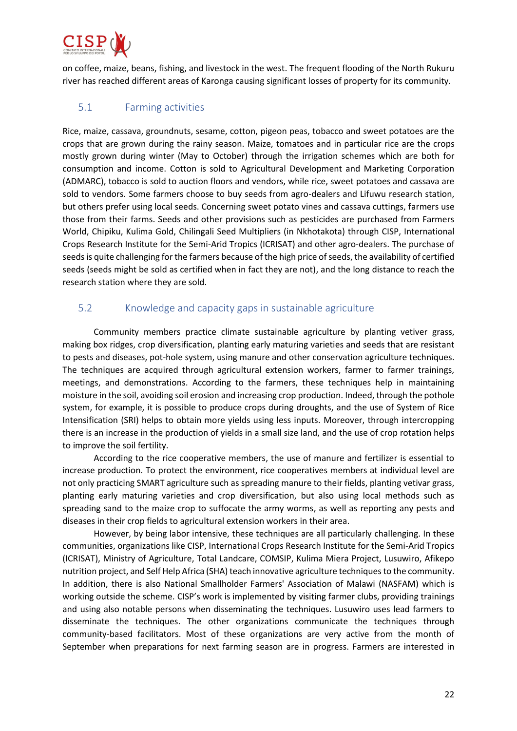on coffee, maize, beans, fishing, and livestock in the west. The frequent flooding of the North Rukuru river has reached different areas of Karonga causing significant losses of property for its community.

## 5.1 Farming activities

Rice, maize, cassava, groundnuts, sesame, cotton, pigeon peas, tobacco and sweet potatoes are the crops that are grown during the rainy season. Maize, tomatoes and in particular rice are the crops mostly grown during winter (May to October) through the irrigation schemes which are both for consumption and income. Cotton is sold to Agricultural Development and Marketing Corporation (ADMARC), tobacco is sold to auction floors and vendors, while rice, sweet potatoes and cassava are sold to vendors. Some farmers choose to buy seeds from agro-dealers and Lifuwu research station, but others prefer using local seeds. Concerning sweet potato vines and cassava cuttings, farmers use those from their farms. Seeds and other provisions such as pesticides are purchased from Farmers World, Chipiku, Kulima Gold, Chilingali Seed Multipliers (in Nkhotakota) through CISP, International Crops Research Institute for the Semi-Arid Tropics (ICRISAT) and other agro-dealers. The purchase of seeds is quite challenging for the farmers because of the high price of seeds, the availability of certified seeds (seeds might be sold as certified when in fact they are not), and the long distance to reach the research station where they are sold.

## 5.2 Knowledge and capacity gaps in sustainable agriculture

Community members practice climate sustainable agriculture by planting vetiver grass, making box ridges, crop diversification, planting early maturing varieties and seeds that are resistant to pests and diseases, pot-hole system, using manure and other conservation agriculture techniques. The techniques are acquired through agricultural extension workers, farmer to farmer trainings, meetings, and demonstrations. According to the farmers, these techniques help in maintaining moisture in the soil, avoiding soil erosion and increasing crop production. Indeed, through the pothole system, for example, it is possible to produce crops during droughts, and the use of System of Rice Intensification (SRI) helps to obtain more yields using less inputs. Moreover, through intercropping there is an increase in the production of yields in a small size land, and the use of crop rotation helps to improve the soil fertility.

According to the rice cooperative members, the use of manure and fertilizer is essential to increase production. To protect the environment, rice cooperatives members at individual level are not only practicing SMART agriculture such as spreading manure to their fields, planting vetivar grass, planting early maturing varieties and crop diversification, but also using local methods such as spreading sand to the maize crop to suffocate the army worms, as well as reporting any pests and diseases in their crop fields to agricultural extension workers in their area.

However, by being labor intensive, these techniques are all particularly challenging. In these communities, organizations like CISP, International Crops Research Institute for the Semi-Arid Tropics (ICRISAT), Ministry of Agriculture, Total Landcare, COMSIP, Kulima Miera Project, Lusuwiro, Afikepo nutrition project, and Self Help Africa (SHA) teach innovative agriculture techniques to the community. In addition, there is also National Smallholder Farmers' Association of Malawi (NASFAM) which is working outside the scheme. CISP's work is implemented by visiting farmer clubs, providing trainings and using also notable persons when disseminating the techniques. Lusuwiro uses lead farmers to disseminate the techniques. The other organizations communicate the techniques through community-based facilitators. Most of these organizations are very active from the month of September when preparations for next farming season are in progress. Farmers are interested in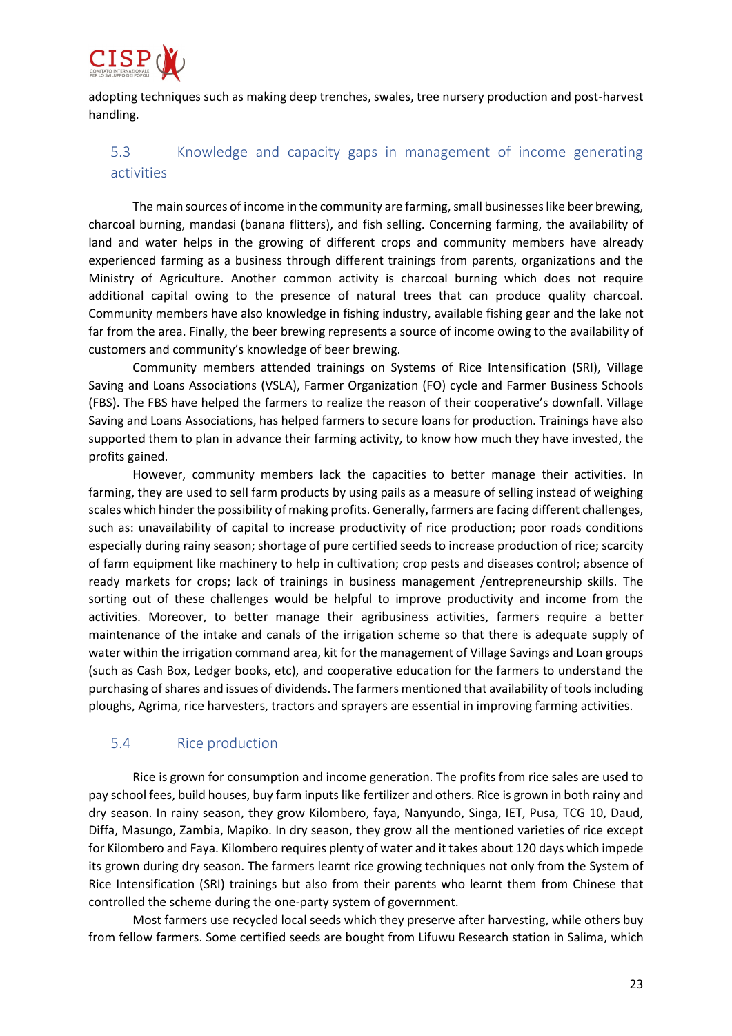adopting techniques such as making deep trenches, swales, tree nursery production and post-harvest handling.

## 5.3 Knowledge and capacity gaps in management of income generating activities

The main sources of income in the community are farming, small businesses like beer brewing, charcoal burning, mandasi (banana flitters), and fish selling. Concerning farming, the availability of land and water helps in the growing of different crops and community members have already experienced farming as a business through different trainings from parents, organizations and the Ministry of Agriculture. Another common activity is charcoal burning which does not require additional capital owing to the presence of natural trees that can produce quality charcoal. Community members have also knowledge in fishing industry, available fishing gear and the lake not far from the area. Finally, the beer brewing represents a source of income owing to the availability of customers and community's knowledge of beer brewing.

Community members attended trainings on Systems of Rice Intensification (SRI), Village Saving and Loans Associations (VSLA), Farmer Organization (FO) cycle and Farmer Business Schools (FBS). The FBS have helped the farmers to realize the reason of their cooperative's downfall. Village Saving and Loans Associations, has helped farmers to secure loans for production. Trainings have also supported them to plan in advance their farming activity, to know how much they have invested, the profits gained.

However, community members lack the capacities to better manage their activities. In farming, they are used to sell farm products by using pails as a measure of selling instead of weighing scales which hinder the possibility of making profits. Generally, farmers are facing different challenges, such as: unavailability of capital to increase productivity of rice production; poor roads conditions especially during rainy season; shortage of pure certified seeds to increase production of rice; scarcity of farm equipment like machinery to help in cultivation; crop pests and diseases control; absence of ready markets for crops; lack of trainings in business management /entrepreneurship skills. The sorting out of these challenges would be helpful to improve productivity and income from the activities. Moreover, to better manage their agribusiness activities, farmers require a better maintenance of the intake and canals of the irrigation scheme so that there is adequate supply of water within the irrigation command area, kit for the management of Village Savings and Loan groups (such as Cash Box, Ledger books, etc), and cooperative education for the farmers to understand the purchasing of shares and issues of dividends. The farmers mentioned that availability of tools including ploughs, Agrima, rice harvesters, tractors and sprayers are essential in improving farming activities.

## 5.4 Rice production

Rice is grown for consumption and income generation. The profits from rice sales are used to pay school fees, build houses, buy farm inputs like fertilizer and others. Rice is grown in both rainy and dry season. In rainy season, they grow Kilombero, faya, Nanyundo, Singa, IET, Pusa, TCG 10, Daud, Diffa, Masungo, Zambia, Mapiko. In dry season, they grow all the mentioned varieties of rice except for Kilombero and Faya. Kilombero requires plenty of water and it takes about 120 days which impede its grown during dry season. The farmers learnt rice growing techniques not only from the System of Rice Intensification (SRI) trainings but also from their parents who learnt them from Chinese that controlled the scheme during the one-party system of government.

Most farmers use recycled local seeds which they preserve after harvesting, while others buy from fellow farmers. Some certified seeds are bought from Lifuwu Research station in Salima, which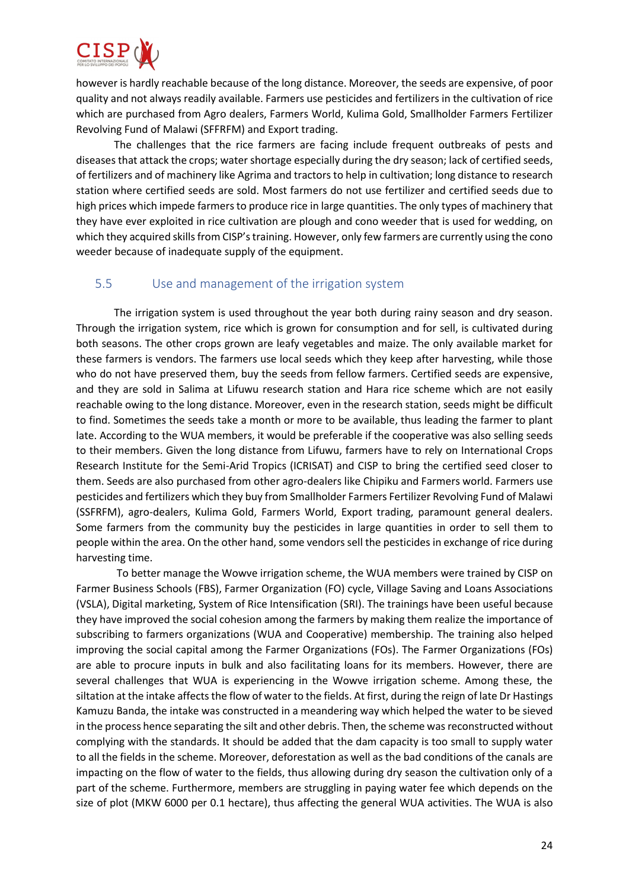however is hardly reachable because of the long distance. Moreover, the seeds are expensive, of poor quality and not always readily available. Farmers use pesticides and fertilizers in the cultivation of rice which are purchased from Agro dealers, Farmers World, Kulima Gold, Smallholder Farmers Fertilizer Revolving Fund of Malawi (SFFRFM) and Export trading.

The challenges that the rice farmers are facing include frequent outbreaks of pests and diseases that attack the crops; water shortage especially during the dry season; lack of certified seeds, of fertilizers and of machinery like Agrima and tractors to help in cultivation; long distance to research station where certified seeds are sold. Most farmers do not use fertilizer and certified seeds due to high prices which impede farmers to produce rice in large quantities. The only types of machinery that they have ever exploited in rice cultivation are plough and cono weeder that is used for wedding, on which they acquired skills from CISP's training. However, only few farmers are currently using the cono weeder because of inadequate supply of the equipment.

## 5.5 Use and management of the irrigation system

The irrigation system is used throughout the year both during rainy season and dry season. Through the irrigation system, rice which is grown for consumption and for sell, is cultivated during both seasons. The other crops grown are leafy vegetables and maize. The only available market for these farmers is vendors. The farmers use local seeds which they keep after harvesting, while those who do not have preserved them, buy the seeds from fellow farmers. Certified seeds are expensive, and they are sold in Salima at Lifuwu research station and Hara rice scheme which are not easily reachable owing to the long distance. Moreover, even in the research station, seeds might be difficult to find. Sometimes the seeds take a month or more to be available, thus leading the farmer to plant late. According to the WUA members, it would be preferable if the cooperative was also selling seeds to their members. Given the long distance from Lifuwu, farmers have to rely on International Crops Research Institute for the Semi-Arid Tropics (ICRISAT) and CISP to bring the certified seed closer to them. Seeds are also purchased from other agro-dealers like Chipiku and Farmers world. Farmers use pesticides and fertilizers which they buy from Smallholder Farmers Fertilizer Revolving Fund of Malawi (SSFRFM), agro-dealers, Kulima Gold, Farmers World, Export trading, paramount general dealers. Some farmers from the community buy the pesticides in large quantities in order to sell them to people within the area. On the other hand, some vendors sell the pesticides in exchange of rice during harvesting time.

To better manage the Wowve irrigation scheme, the WUA members were trained by CISP on Farmer Business Schools (FBS), Farmer Organization (FO) cycle, Village Saving and Loans Associations (VSLA), Digital marketing, System of Rice Intensification (SRI). The trainings have been useful because they have improved the social cohesion among the farmers by making them realize the importance of subscribing to farmers organizations (WUA and Cooperative) membership. The training also helped improving the social capital among the Farmer Organizations (FOs). The Farmer Organizations (FOs) are able to procure inputs in bulk and also facilitating loans for its members. However, there are several challenges that WUA is experiencing in the Wowve irrigation scheme. Among these, the siltation at the intake affects the flow of water to the fields. At first, during the reign of late Dr Hastings Kamuzu Banda, the intake was constructed in a meandering way which helped the water to be sieved in the process hence separating the silt and other debris. Then, the scheme was reconstructed without complying with the standards. It should be added that the dam capacity is too small to supply water to all the fields in the scheme. Moreover, deforestation as well as the bad conditions of the canals are impacting on the flow of water to the fields, thus allowing during dry season the cultivation only of a part of the scheme. Furthermore, members are struggling in paying water fee which depends on the size of plot (MKW 6000 per 0.1 hectare), thus affecting the general WUA activities. The WUA is also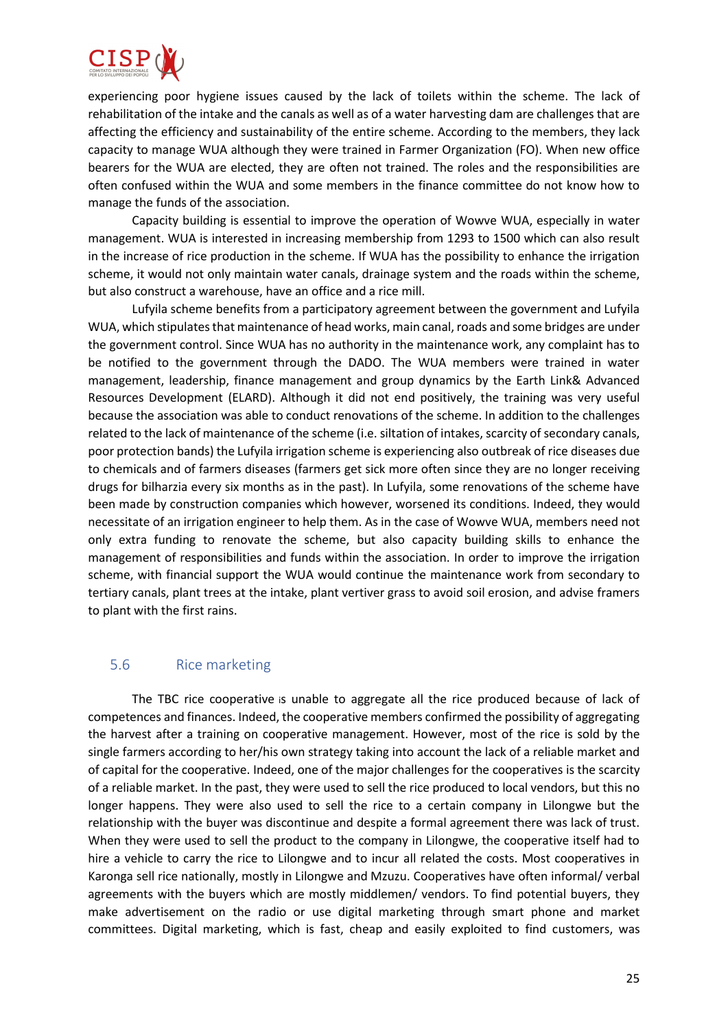experiencing poor hygiene issues caused by the lack of toilets within the scheme. The lack of rehabilitation of the intake and the canals as well as of a water harvesting dam are challenges that are affecting the efficiency and sustainability of the entire scheme. According to the members, they lack capacity to manage WUA although they were trained in Farmer Organization (FO). When new office bearers for the WUA are elected, they are often not trained. The roles and the responsibilities are often confused within the WUA and some members in the finance committee do not know how to manage the funds of the association.

Capacity building is essential to improve the operation of Wowve WUA, especially in water management. WUA is interested in increasing membership from 1293 to 1500 which can also result in the increase of rice production in the scheme. If WUA has the possibility to enhance the irrigation scheme, it would not only maintain water canals, drainage system and the roads within the scheme, but also construct a warehouse, have an office and a rice mill.

Lufyila scheme benefits from a participatory agreement between the government and Lufyila WUA, which stipulates that maintenance of head works, main canal, roads and some bridges are under the government control. Since WUA has no authority in the maintenance work, any complaint has to be notified to the government through the DADO. The WUA members were trained in water management, leadership, finance management and group dynamics by the Earth Link& Advanced Resources Development (ELARD). Although it did not end positively, the training was very useful because the association was able to conduct renovations of the scheme. In addition to the challenges related to the lack of maintenance of the scheme (i.e. siltation of intakes, scarcity of secondary canals, poor protection bands) the Lufyila irrigation scheme is experiencing also outbreak of rice diseases due to chemicals and of farmers diseases (farmers get sick more often since they are no longer receiving drugs for bilharzia every six months as in the past). In Lufyila, some renovations of the scheme have been made by construction companies which however, worsened its conditions. Indeed, they would necessitate of an irrigation engineer to help them. As in the case of Wowve WUA, members need not only extra funding to renovate the scheme, but also capacity building skills to enhance the management of responsibilities and funds within the association. In order to improve the irrigation scheme, with financial support the WUA would continue the maintenance work from secondary to tertiary canals, plant trees at the intake, plant vertiver grass to avoid soil erosion, and advise framers to plant with the first rains.

## 5.6 Rice marketing

The TBC rice cooperative is unable to aggregate all the rice produced because of lack of competences and finances. Indeed, the cooperative members confirmed the possibility of aggregating the harvest after a training on cooperative management. However, most of the rice is sold by the single farmers according to her/his own strategy taking into account the lack of a reliable market and of capital for the cooperative. Indeed, one of the major challenges for the cooperatives is the scarcity of a reliable market. In the past, they were used to sell the rice produced to local vendors, but this no longer happens. They were also used to sell the rice to a certain company in Lilongwe but the relationship with the buyer was discontinue and despite a formal agreement there was lack of trust. When they were used to sell the product to the company in Lilongwe, the cooperative itself had to hire a vehicle to carry the rice to Lilongwe and to incur all related the costs. Most cooperatives in Karonga sell rice nationally, mostly in Lilongwe and Mzuzu. Cooperatives have often informal/ verbal agreements with the buyers which are mostly middlemen/ vendors. To find potential buyers, they make advertisement on the radio or use digital marketing through smart phone and market committees. Digital marketing, which is fast, cheap and easily exploited to find customers, was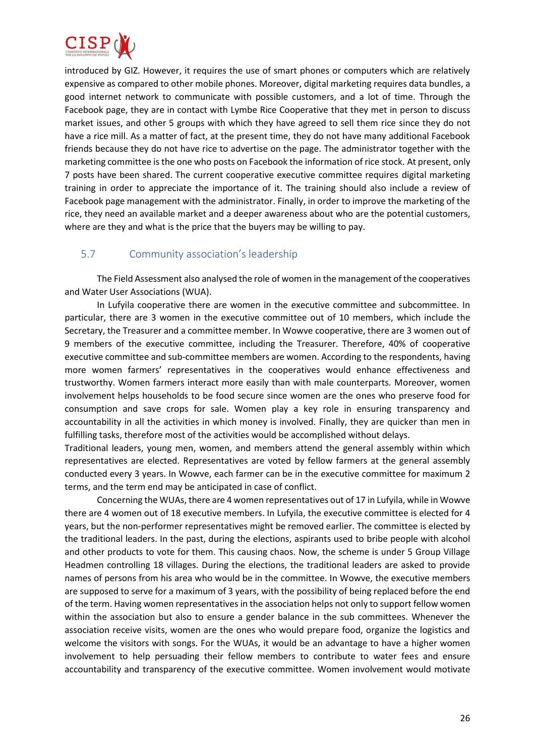introduced by GIZ. However, it requires the use of smart phones or computers which are relatively expensive as compared to other mobile phones. Moreover, digital marketing requires data bundles, a good internet network to communicate with possible customers, and a lot of time. Through the Facebook page, they are in contact with Lymbe Rice Cooperative that they met in person to discuss market issues, and other 5 groups with which they have agreed to sell them rice since they do not have a rice mill. As a matter of fact, at the present time, they do not have many additional Facebook friends because they do not have rice to advertise on the page. The administrator together with the marketing committee is the one who posts on Facebook the information of rice stock. At present, only 7 posts have been shared. The current cooperative executive committee requires digital marketing training in order to appreciate the importance of it. The training should also include a review of Facebook page management with the administrator. Finally, in order to improve the marketing of the rice, they need an available market and a deeper awareness about who are the potential customers, where are they and what is the price that the buyers may be willing to pay.

## 5.7 Community association's leadership

The Field Assessment also analysed the role of women in the management of the cooperatives and Water User Associations (WUA).

In Lufyila cooperative there are women in the executive committee and subcommittee. In particular, there are 3 women in the executive committee out of 10 members, which include the Secretary, the Treasurer and a committee member. In Wowve cooperative, there are 3 women out of 9 members of the executive committee, including the Treasurer. Therefore, 40% of cooperative executive committee and sub-committee members are women. According to the respondents, having more women farmers' representatives in the cooperatives would enhance effectiveness and trustworthy. Women farmers interact more easily than with male counterparts. Moreover, women involvement helps households to be food secure since women are the ones who preserve food for consumption and save crops for sale. Women play a key role in ensuring transparency and accountability in all the activities in which money is involved. Finally, they are quicker than men in fulfilling tasks, therefore most of the activities would be accomplished without delays.

Traditional leaders, young men, women, and members attend the general assembly within which representatives are elected. Representatives are voted by fellow farmers at the general assembly conducted every 3 years. In Wowve, each farmer can be in the executive committee for maximum 2 terms, and the term end may be anticipated in case of conflict.

Concerning the WUAs, there are 4 women representatives out of 17 in Lufyila, while in Wowve there are 4 women out of 18 executive members. In Lufyila, the executive committee is elected for 4 years, but the non-performer representatives might be removed earlier. The committee is elected by the traditional leaders. In the past, during the elections, aspirants used to bribe people with alcohol and other products to vote for them. This causing chaos. Now, the scheme is under 5 Group Village Headmen controlling 18 villages. During the elections, the traditional leaders are asked to provide names of persons from his area who would be in the committee. In Wowve, the executive members are supposed to serve for a maximum of 3 years, with the possibility of being replaced before the end of the term. Having women representatives in the association helps not only to support fellow women within the association but also to ensure a gender balance in the sub committees. Whenever the association receive visits, women are the ones who would prepare food, organize the logistics and welcome the visitors with songs. For the WUAs, it would be an advantage to have a higher women involvement to help persuading their fellow members to contribute to water fees and ensure accountability and transparency of the executive committee. Women involvement would motivate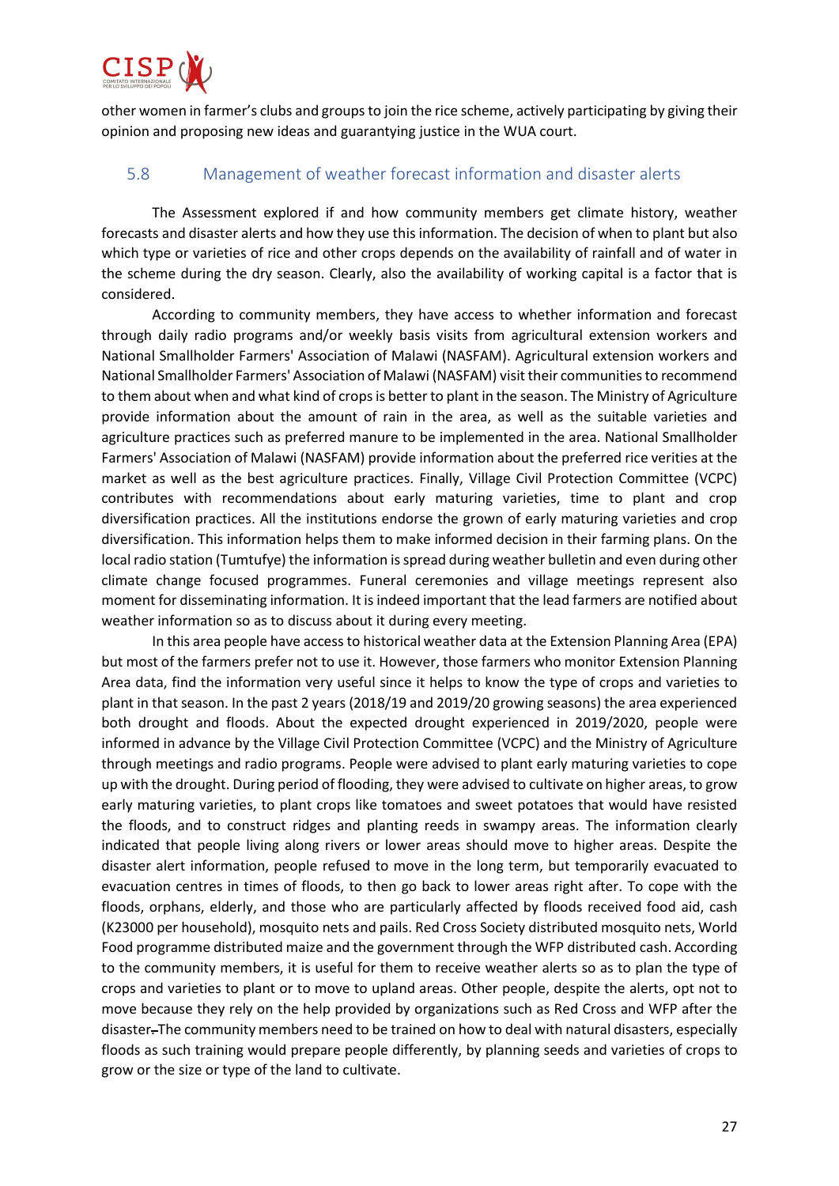other women in farmer's clubs and groups to join the rice scheme, actively participating by giving their opinion and proposing new ideas and guarantying justice in the WUA court.

## 5.8 Management of weather forecast information and disaster alerts

The Assessment explored if and how community members get climate history, weather forecasts and disaster alerts and how they use this information. The decision of when to plant but also which type or varieties of rice and other crops depends on the availability of rainfall and of water in the scheme during the dry season. Clearly, also the availability of working capital is a factor that is considered.

According to community members, they have access to whether information and forecast through daily radio programs and/or weekly basis visits from agricultural extension workers and National Smallholder Farmers' Association of Malawi (NASFAM). Agricultural extension workers and National Smallholder Farmers' Association of Malawi (NASFAM) visit their communities to recommend to them about when and what kind of crops is better to plant in the season. The Ministry of Agriculture provide information about the amount of rain in the area, as well as the suitable varieties and agriculture practices such as preferred manure to be implemented in the area. National Smallholder Farmers' Association of Malawi (NASFAM) provide information about the preferred rice verities at the market as well as the best agriculture practices. Finally, Village Civil Protection Committee (VCPC) contributes with recommendations about early maturing varieties, time to plant and crop diversification practices. All the institutions endorse the grown of early maturing varieties and crop diversification. This information helps them to make informed decision in their farming plans. On the local radio station (Tumtufye) the information is spread during weather bulletin and even during other climate change focused programmes. Funeral ceremonies and village meetings represent also moment for disseminating information. It is indeed important that the lead farmers are notified about weather information so as to discuss about it during every meeting.

In this area people have access to historical weather data at the Extension Planning Area (EPA) but most of the farmers prefer not to use it. However, those farmers who monitor Extension Planning Area data, find the information very useful since it helps to know the type of crops and varieties to plant in that season. In the past 2 years (2018/19 and 2019/20 growing seasons) the area experienced both drought and floods. About the expected drought experienced in 2019/2020, people were informed in advance by the Village Civil Protection Committee (VCPC) and the Ministry of Agriculture through meetings and radio programs. People were advised to plant early maturing varieties to cope up with the drought. During period of flooding, they were advised to cultivate on higher areas, to grow early maturing varieties, to plant crops like tomatoes and sweet potatoes that would have resisted the floods, and to construct ridges and planting reeds in swampy areas. The information clearly indicated that people living along rivers or lower areas should move to higher areas. Despite the disaster alert information, people refused to move in the long term, but temporarily evacuated to evacuation centres in times of floods, to then go back to lower areas right after. To cope with the floods, orphans, elderly, and those who are particularly affected by floods received food aid, cash (K23000 per household), mosquito nets and pails. Red Cross Society distributed mosquito nets, World Food programme distributed maize and the government through the WFP distributed cash. According to the community members, it is useful for them to receive weather alerts so as to plan the type of crops and varieties to plant or to move to upland areas. Other people, despite the alerts, opt not to move because they rely on the help provided by organizations such as Red Cross and WFP after the disaster. The community members need to be trained on how to deal with natural disasters, especially floods as such training would prepare people differently, by planning seeds and varieties of crops to grow or the size or type of the land to cultivate.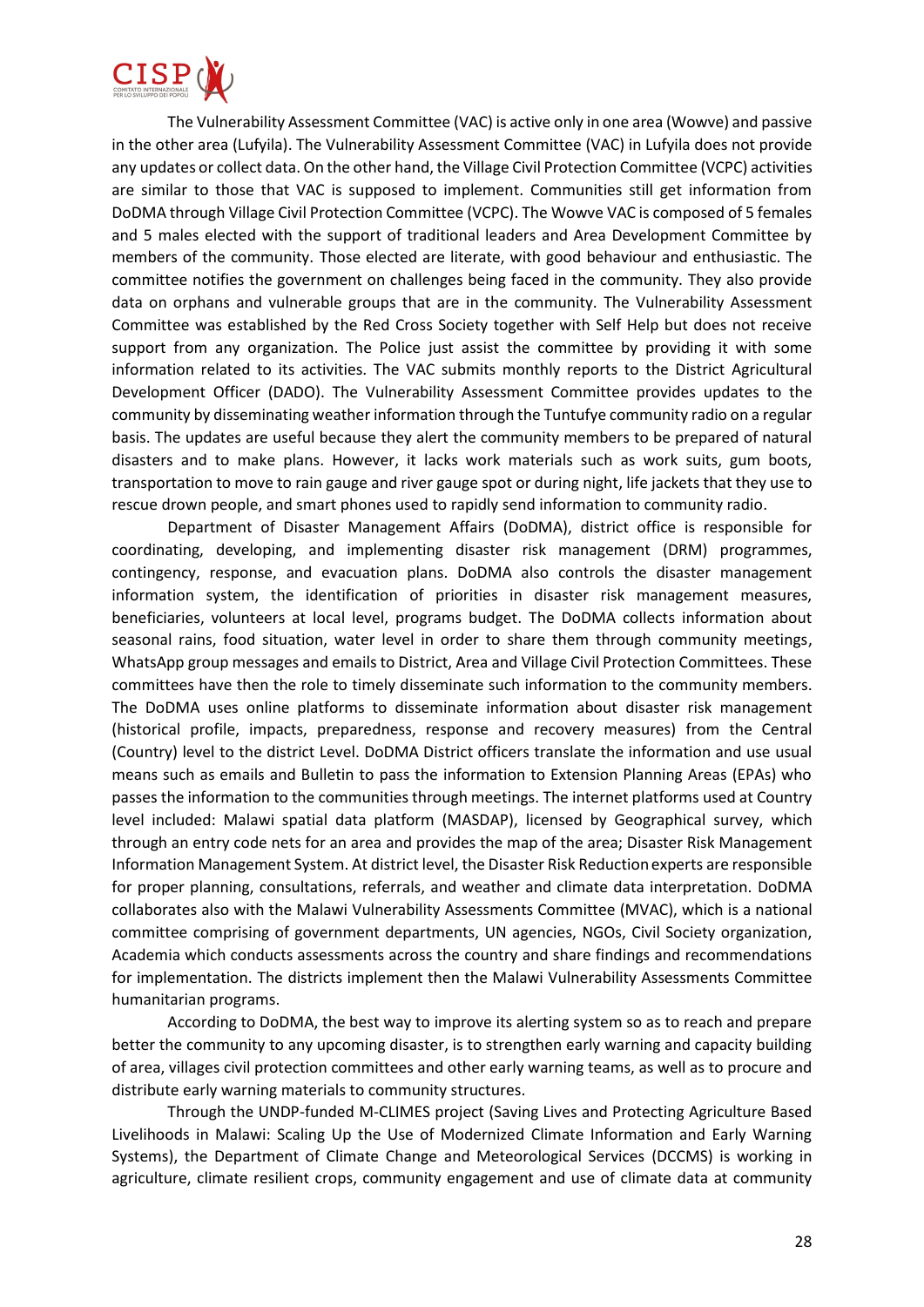The Vulnerability Assessment Committee (VAC) is active only in one area (Wowve) and passive in the other area (Lufyila). The Vulnerability Assessment Committee (VAC) in Lufyila does not provide any updates or collect data. On the other hand, the Village Civil Protection Committee (VCPC) activities are similar to those that VAC is supposed to implement. Communities still get information from DoDMA through Village Civil Protection Committee (VCPC). The Wowve VAC is composed of 5 females and 5 males elected with the support of traditional leaders and Area Development Committee by members of the community. Those elected are literate, with good behaviour and enthusiastic. The committee notifies the government on challenges being faced in the community. They also provide data on orphans and vulnerable groups that are in the community. The Vulnerability Assessment Committee was established by the Red Cross Society together with Self Help but does not receive support from any organization. The Police just assist the committee by providing it with some information related to its activities. The VAC submits monthly reports to the District Agricultural Development Officer (DADO). The Vulnerability Assessment Committee provides updates to the community by disseminating weather information through the Tuntufye community radio on a regular basis. The updates are useful because they alert the community members to be prepared of natural disasters and to make plans. However, it lacks work materials such as work suits, gum boots, transportation to move to rain gauge and river gauge spot or during night, life jackets that they use to rescue drown people, and smart phones used to rapidly send information to community radio.

Department of Disaster Management Affairs (DoDMA), district office is responsible for coordinating, developing, and implementing disaster risk management (DRM) programmes, contingency, response, and evacuation plans. DoDMA also controls the disaster management information system, the identification of priorities in disaster risk management measures, beneficiaries, volunteers at local level, programs budget. The DoDMA collects information about seasonal rains, food situation, water level in order to share them through community meetings, WhatsApp group messages and emails to District, Area and Village Civil Protection Committees. These committees have then the role to timely disseminate such information to the community members. The DoDMA uses online platforms to disseminate information about disaster risk management (historical profile, impacts, preparedness, response and recovery measures) from the Central (Country) level to the district Level. DoDMA District officers translate the information and use usual means such as emails and Bulletin to pass the information to Extension Planning Areas (EPAs) who passes the information to the communities through meetings. The internet platforms used at Country level included: Malawi spatial data platform (MASDAP), licensed by Geographical survey, which through an entry code nets for an area and provides the map of the area; Disaster Risk Management Information Management System. At district level, the Disaster Risk Reduction experts are responsible for proper planning, consultations, referrals, and weather and climate data interpretation. DoDMA collaborates also with the Malawi Vulnerability Assessments Committee (MVAC), which is a national committee comprising of government departments, UN agencies, NGOs, Civil Society organization, Academia which conducts assessments across the country and share findings and recommendations for implementation. The districts implement then the Malawi Vulnerability Assessments Committee humanitarian programs.

According to DoDMA, the best way to improve its alerting system so as to reach and prepare better the community to any upcoming disaster, is to strengthen early warning and capacity building of area, villages civil protection committees and other early warning teams, as well as to procure and distribute early warning materials to community structures.

Through the UNDP-funded M-CLIMES project (Saving Lives and Protecting Agriculture Based Livelihoods in Malawi: Scaling Up the Use of Modernized Climate Information and Early Warning Systems), the Department of Climate Change and Meteorological Services (DCCMS) is working in agriculture, climate resilient crops, community engagement and use of climate data at community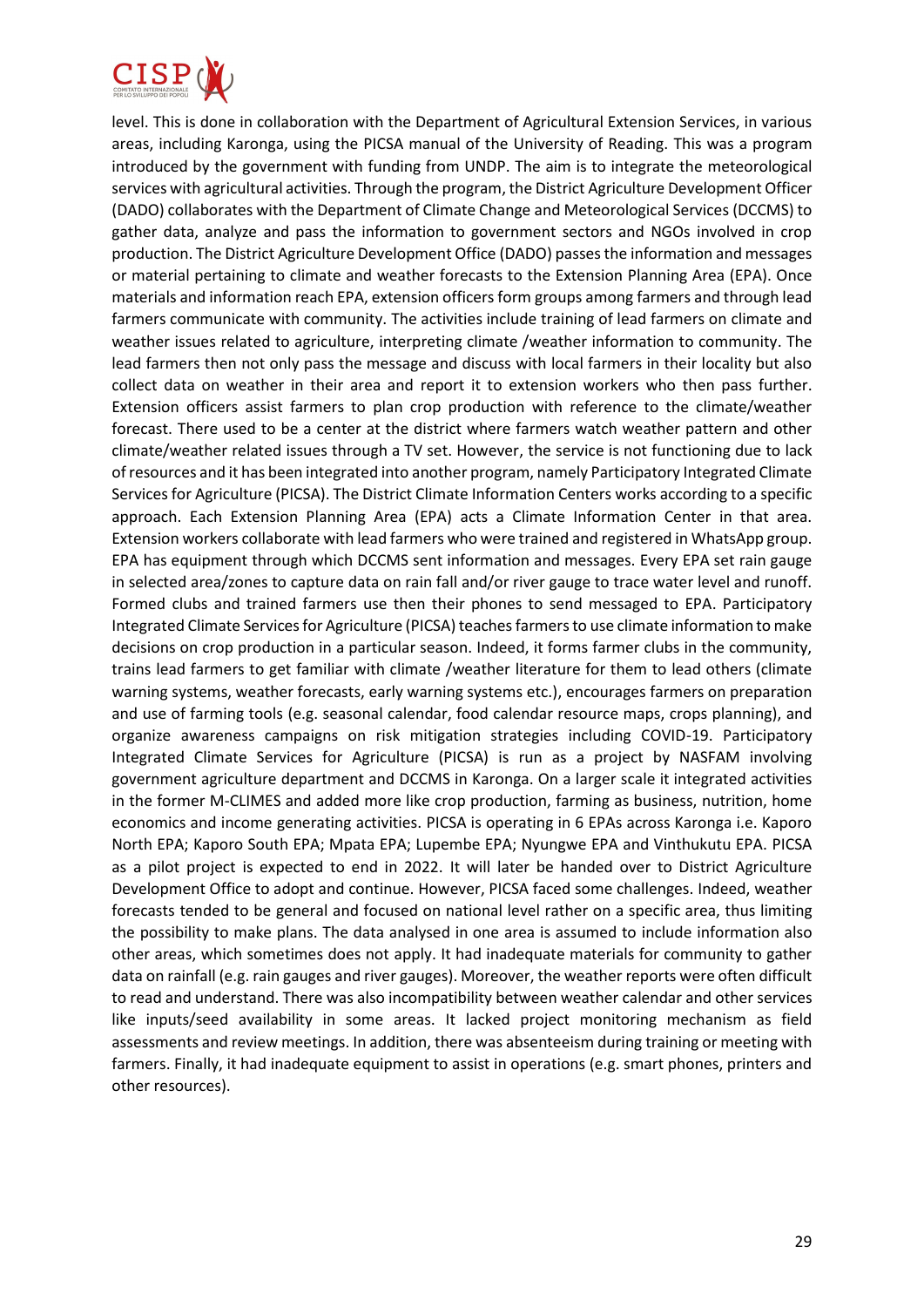level. This is done in collaboration with the Department of Agricultural Extension Services, in various areas, including Karonga, using the PICSA manual of the University of Reading. This was a program introduced by the government with funding from UNDP. The aim is to integrate the meteorological services with agricultural activities. Through the program, the District Agriculture Development Officer (DADO) collaborates with the Department of Climate Change and Meteorological Services (DCCMS) to gather data, analyze and pass the information to government sectors and NGOs involved in crop production. The District Agriculture Development Office (DADO) passes the information and messages or material pertaining to climate and weather forecasts to the Extension Planning Area (EPA). Once materials and information reach EPA, extension officers form groups among farmers and through lead farmers communicate with community. The activities include training of lead farmers on climate and weather issues related to agriculture, interpreting climate /weather information to community. The lead farmers then not only pass the message and discuss with local farmers in their locality but also collect data on weather in their area and report it to extension workers who then pass further. Extension officers assist farmers to plan crop production with reference to the climate/weather forecast. There used to be a center at the district where farmers watch weather pattern and other climate/weather related issues through a TV set. However, the service is not functioning due to lack of resources and it has been integrated into another program, namely Participatory Integrated Climate Services for Agriculture (PICSA). The District Climate Information Centers works according to a specific approach. Each Extension Planning Area (EPA) acts a Climate Information Center in that area. Extension workers collaborate with lead farmers who were trained and registered in WhatsApp group. EPA has equipment through which DCCMS sent information and messages. Every EPA set rain gauge in selected area/zones to capture data on rain fall and/or river gauge to trace water level and runoff. Formed clubs and trained farmers use then their phones to send messaged to EPA. Participatory Integrated Climate Services for Agriculture (PICSA) teaches farmers to use climate information to make decisions on crop production in a particular season. Indeed, it forms farmer clubs in the community, trains lead farmers to get familiar with climate /weather literature for them to lead others (climate warning systems, weather forecasts, early warning systems etc.), encourages farmers on preparation and use of farming tools (e.g. seasonal calendar, food calendar resource maps, crops planning), and organize awareness campaigns on risk mitigation strategies including COVID-19. Participatory Integrated Climate Services for Agriculture (PICSA) is run as a project by NASFAM involving government agriculture department and DCCMS in Karonga. On a larger scale it integrated activities in the former M-CLIMES and added more like crop production, farming as business, nutrition, home economics and income generating activities. PICSA is operating in 6 EPAs across Karonga i.e. Kaporo North EPA; Kaporo South EPA; Mpata EPA; Lupembe EPA; Nyungwe EPA and Vinthukutu EPA. PICSA as a pilot project is expected to end in 2022. It will later be handed over to District Agriculture Development Office to adopt and continue. However, PICSA faced some challenges. Indeed, weather forecasts tended to be general and focused on national level rather on a specific area, thus limiting the possibility to make plans. The data analysed in one area is assumed to include information also other areas, which sometimes does not apply. It had inadequate materials for community to gather data on rainfall (e.g. rain gauges and river gauges). Moreover, the weather reports were often difficult to read and understand. There was also incompatibility between weather calendar and other services like inputs/seed availability in some areas. It lacked project monitoring mechanism as field assessments and review meetings. In addition, there was absenteeism during training or meeting with farmers. Finally, it had inadequate equipment to assist in operations (e.g. smart phones, printers and other resources).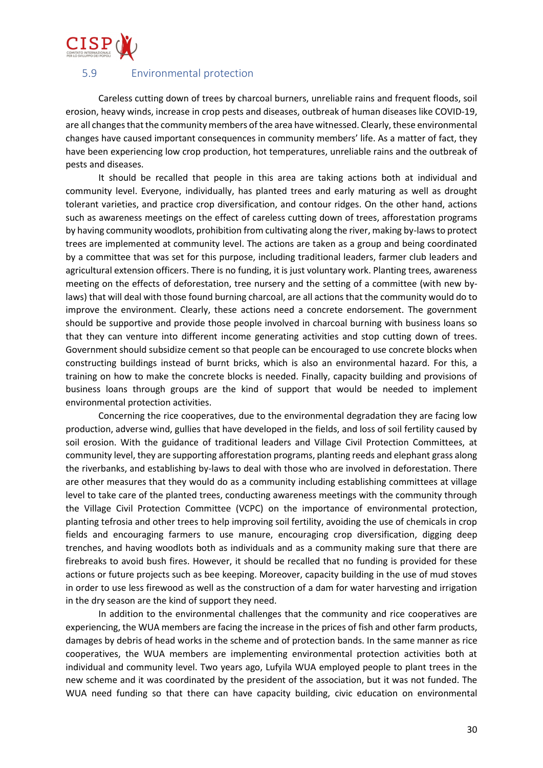## 5.9 Environmental protection

Careless cutting down of trees by charcoal burners, unreliable rains and frequent floods, soil erosion, heavy winds, increase in crop pests and diseases, outbreak of human diseases like COVID-19, are all changes that the community members of the area have witnessed. Clearly, these environmental changes have caused important consequences in community members' life. As a matter of fact, they have been experiencing low crop production, hot temperatures, unreliable rains and the outbreak of pests and diseases.

It should be recalled that people in this area are taking actions both at individual and community level. Everyone, individually, has planted trees and early maturing as well as drought tolerant varieties, and practice crop diversification, and contour ridges. On the other hand, actions such as awareness meetings on the effect of careless cutting down of trees, afforestation programs by having community woodlots, prohibition from cultivating along the river, making by-laws to protect trees are implemented at community level. The actions are taken as a group and being coordinated by a committee that was set for this purpose, including traditional leaders, farmer club leaders and agricultural extension officers. There is no funding, it is just voluntary work. Planting trees, awareness meeting on the effects of deforestation, tree nursery and the setting of a committee (with new by-laws) that will deal with those found burning charcoal, are all actions that the community would do to improve the environment. Clearly, these actions need a concrete endorsement. The government should be supportive and provide those people involved in charcoal burning with business loans so that they can venture into different income generating activities and stop cutting down of trees. Government should subsidize cement so that people can be encouraged to use concrete blocks when constructing buildings instead of burnt bricks, which is also an environmental hazard. For this, a training on how to make the concrete blocks is needed. Finally, capacity building and provisions of business loans through groups are the kind of support that would be needed to implement environmental protection activities.

Concerning the rice cooperatives, due to the environmental degradation they are facing low production, adverse wind, gullies that have developed in the fields, and loss of soil fertility caused by soil erosion. With the guidance of traditional leaders and Village Civil Protection Committees, at community level, they are supporting afforestation programs, planting reeds and elephant grass along the riverbanks, and establishing by-laws to deal with those who are involved in deforestation. There are other measures that they would do as a community including establishing committees at village level to take care of the planted trees, conducting awareness meetings with the community through the Village Civil Protection Committee (VCPC) on the importance of environmental protection, planting tefrosia and other trees to help improving soil fertility, avoiding the use of chemicals in crop fields and encouraging farmers to use manure, encouraging crop diversification, digging deep trenches, and having woodlots both as individuals and as a community making sure that there are firebreaks to avoid bush fires. However, it should be recalled that no funding is provided for these actions or future projects such as bee keeping. Moreover, capacity building in the use of mud stoves in order to use less firewood as well as the construction of a dam for water harvesting and irrigation in the dry season are the kind of support they need.

In addition to the environmental challenges that the community and rice cooperatives are experiencing, the WUA members are facing the increase in the prices of fish and other farm products, damages by debris of head works in the scheme and of protection bands. In the same manner as rice cooperatives, the WUA members are implementing environmental protection activities both at individual and community level. Two years ago, Lufyila WUA employed people to plant trees in the new scheme and it was coordinated by the president of the association, but it was not funded. The WUA need funding so that there can have capacity building, civic education on environmental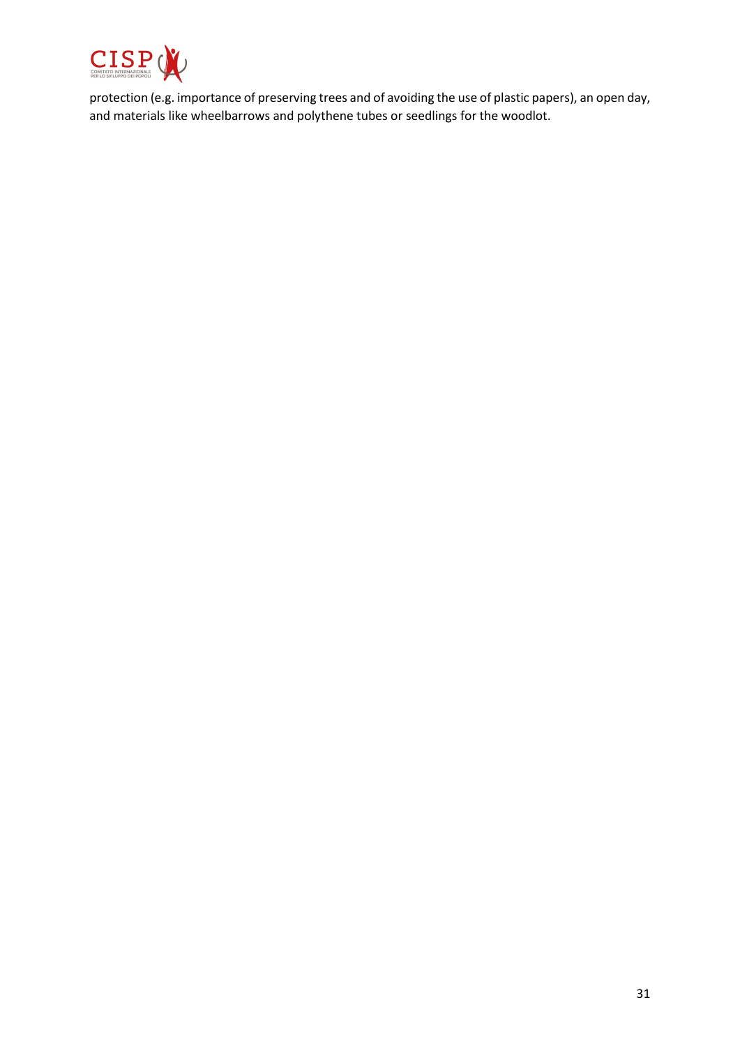protection (e.g. importance of preserving trees and of avoiding the use of plastic papers), an open day, and materials like wheelbarrows and polythene tubes or seedlings for the woodlot.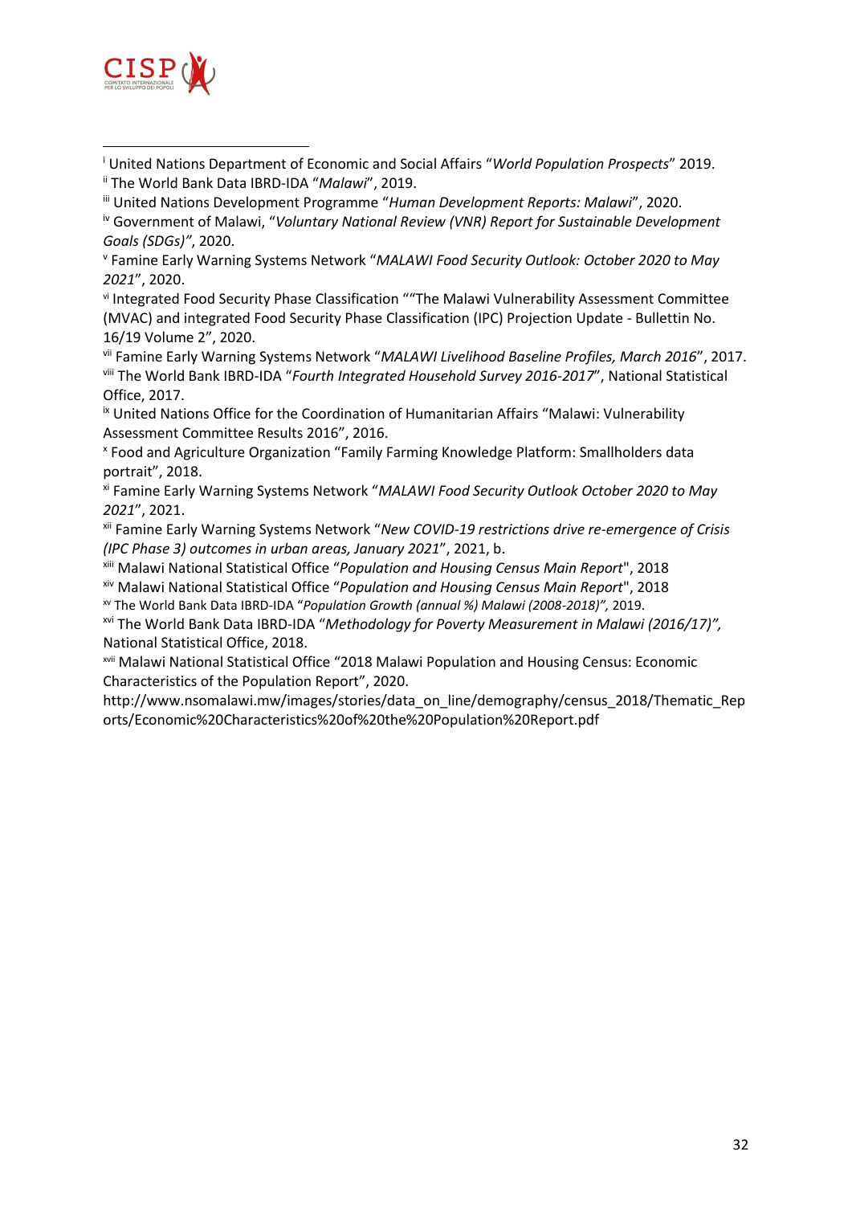[i] United Nations Department of Economic and Social Affairs "*World Population Prospects*" 2019.
[ii] The World Bank Data IBRD-IDA "*Malawi*", 2019.
[iii] United Nations Development Programme "*Human Development Reports: Malawi*", 2020.
[iv] Government of Malawi, "*Voluntary National Review (VNR) Report for Sustainable Development Goals (SDGs)"*, 2020.
[v] Famine Early Warning Systems Network "*MALAWI Food Security Outlook: October 2020 to May 2021*", 2020.
[vi] Integrated Food Security Phase Classification ""The Malawi Vulnerability Assessment Committee (MVAC) and integrated Food Security Phase Classification (IPC) Projection Update - Bullettin No. 16/19 Volume 2", 2020.
[vii] Famine Early Warning Systems Network "*MALAWI Livelihood Baseline Profiles, March 2016*", 2017.
[viii] The World Bank IBRD-IDA "*Fourth Integrated Household Survey 2016-2017*", National Statistical Office, 2017.
[ix] United Nations Office for the Coordination of Humanitarian Affairs "Malawi: Vulnerability Assessment Committee Results 2016", 2016.
[x] Food and Agriculture Organization "Family Farming Knowledge Platform: Smallholders data portrait", 2018.
[xi] Famine Early Warning Systems Network "*MALAWI Food Security Outlook October 2020 to May 2021*", 2021.
[xii] Famine Early Warning Systems Network "*New COVID-19 restrictions drive re-emergence of Crisis (IPC Phase 3) outcomes in urban areas, January 2021*", 2021, b.
[xiii] Malawi National Statistical Office "*Population and Housing Census Main Report*", 2018
[xiv] Malawi National Statistical Office "*Population and Housing Census Main Report*", 2018
[xv] The World Bank Data IBRD-IDA "*Population Growth (annual %) Malawi (2008-2018)",* 2019.
[xvi] The World Bank Data IBRD-IDA "*Methodology for Poverty Measurement in Malawi (2016/17)",* National Statistical Office, 2018.
[xvii] Malawi National Statistical Office "2018 Malawi Population and Housing Census: Economic Characteristics of the Population Report", 2020.
http://www.nsomalawi.mw/images/stories/data_on_line/demography/census_2018/Thematic_Reports/Economic%20Characteristics%20of%20the%20Population%20Report.pdf